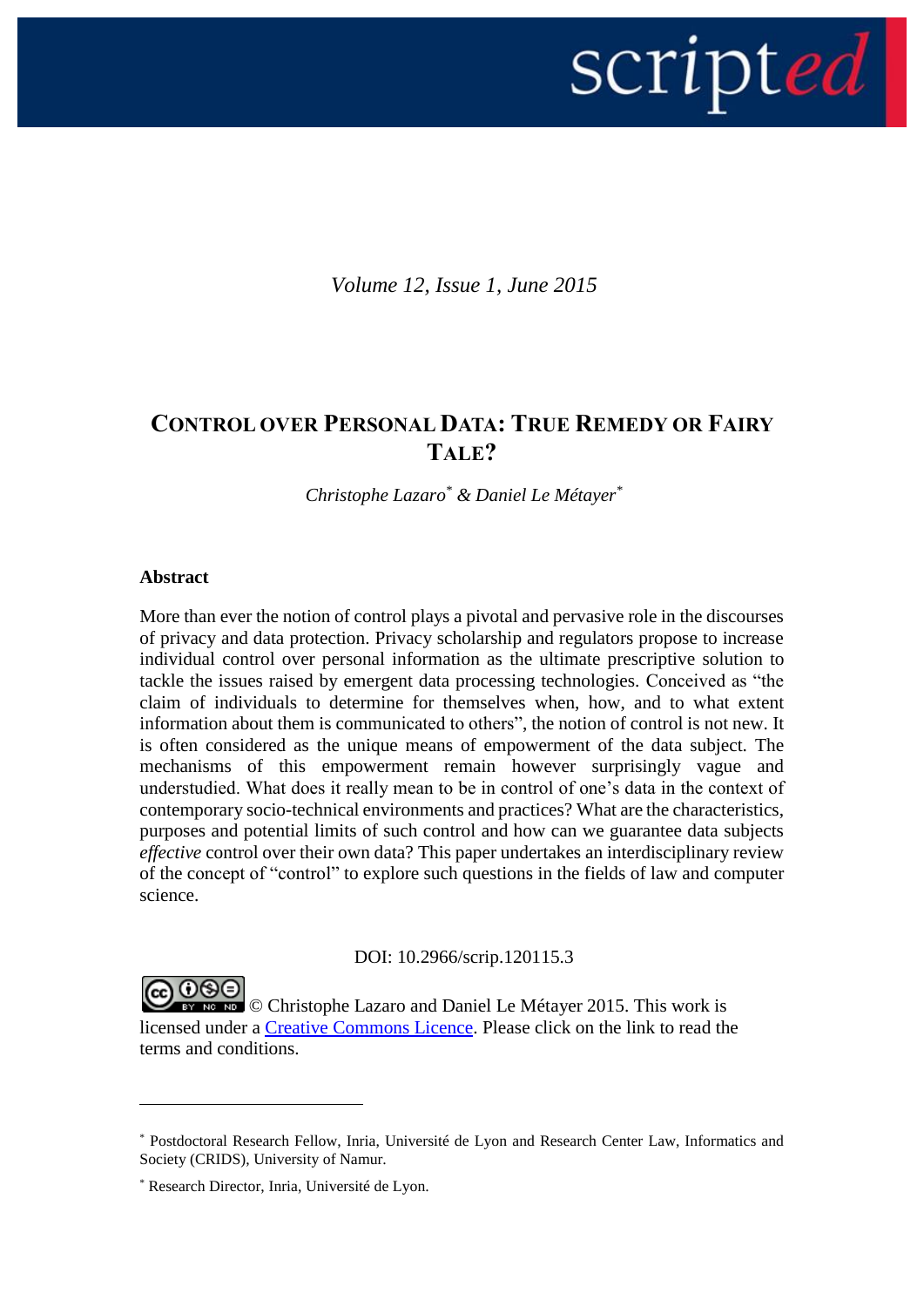Volume 12, Issue 1, June 2015

# CONTROL OVER PERSONAL DATA: TRUE REMEDY OR FAIRY TALE?

*Christophe Lazaro[*] & Daniel Le Métayer[*]*

**Abstract**

More than ever the notion of control plays a pivotal and pervasive role in the discourses of privacy and data protection. Privacy scholarship and regulators propose to increase individual control over personal information as the ultimate prescriptive solution to tackle the issues raised by emergent data processing technologies. Conceived as "the claim of individuals to determine for themselves when, how, and to what extent information about them is communicated to others", the notion of control is not new. It is often considered as the unique means of empowerment of the data subject. The mechanisms of this empowerment remain however surprisingly vague and understudied. What does it really mean to be in control of one's data in the context of contemporary socio-technical environments and practices? What are the characteristics, purposes and potential limits of such control and how can we guarantee data subjects *effective* control over their own data? This paper undertakes an interdisciplinary review of the concept of "control" to explore such questions in the fields of law and computer science.

DOI: 10.2966/scrip.120115.3

© Christophe Lazaro and Daniel Le Métayer 2015. This work is licensed under a Creative Commons Licence. Please click on the link to read the terms and conditions.

---

[*] Postdoctoral Research Fellow, Inria, Université de Lyon and Research Center Law, Informatics and Society (CRIDS), University of Namur.

[*] Research Director, Inria, Université de Lyon.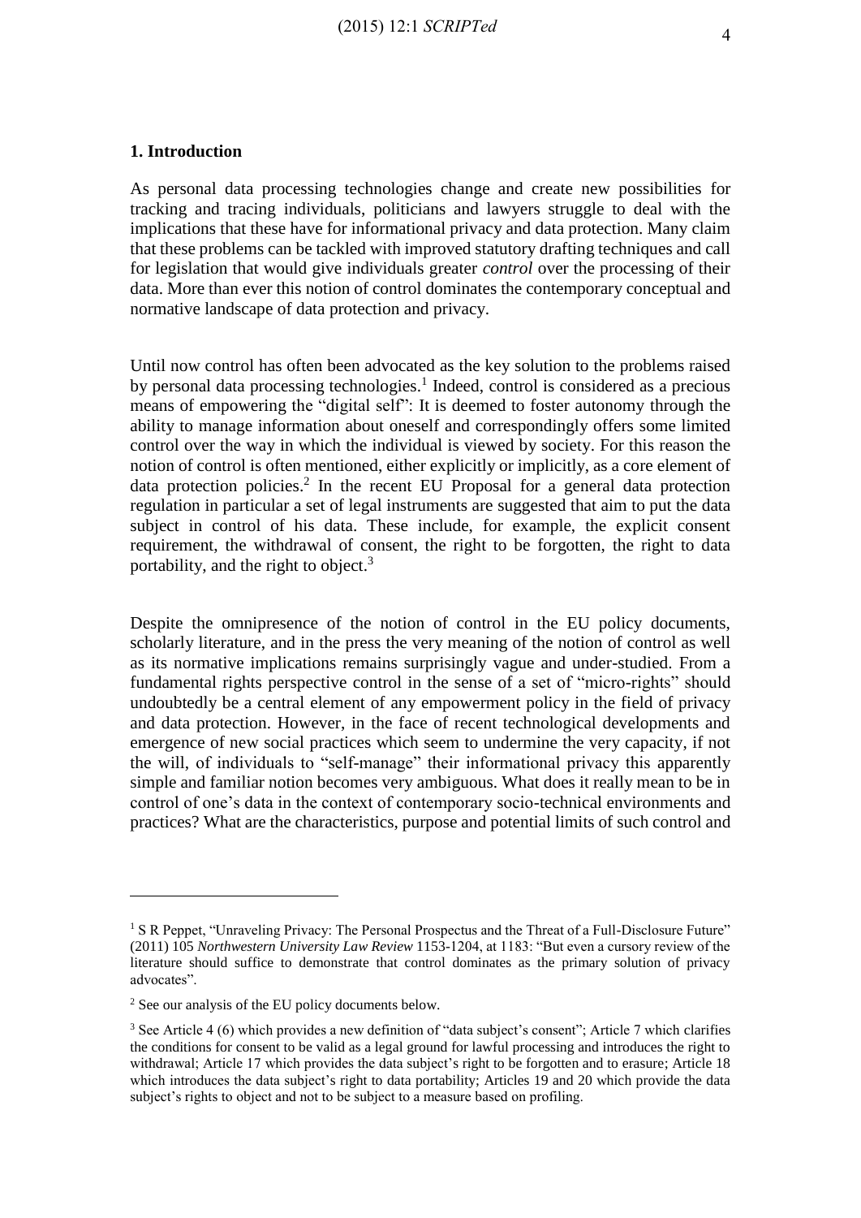## 1. Introduction

As personal data processing technologies change and create new possibilities for tracking and tracing individuals, politicians and lawyers struggle to deal with the implications that these have for informational privacy and data protection. Many claim that these problems can be tackled with improved statutory drafting techniques and call for legislation that would give individuals greater *control* over the processing of their data. More than ever this notion of control dominates the contemporary conceptual and normative landscape of data protection and privacy.

Until now control has often been advocated as the key solution to the problems raised by personal data processing technologies.[1] Indeed, control is considered as a precious means of empowering the "digital self": It is deemed to foster autonomy through the ability to manage information about oneself and correspondingly offers some limited control over the way in which the individual is viewed by society. For this reason the notion of control is often mentioned, either explicitly or implicitly, as a core element of data protection policies.[2] In the recent EU Proposal for a general data protection regulation in particular a set of legal instruments are suggested that aim to put the data subject in control of his data. These include, for example, the explicit consent requirement, the withdrawal of consent, the right to be forgotten, the right to data portability, and the right to object.[3]

Despite the omnipresence of the notion of control in the EU policy documents, scholarly literature, and in the press the very meaning of the notion of control as well as its normative implications remains surprisingly vague and under-studied. From a fundamental rights perspective control in the sense of a set of "micro-rights" should undoubtedly be a central element of any empowerment policy in the field of privacy and data protection. However, in the face of recent technological developments and emergence of new social practices which seem to undermine the very capacity, if not the will, of individuals to "self-manage" their informational privacy this apparently simple and familiar notion becomes very ambiguous. What does it really mean to be in control of one's data in the context of contemporary socio-technical environments and practices? What are the characteristics, purpose and potential limits of such control and

[1] S R Peppet, "Unraveling Privacy: The Personal Prospectus and the Threat of a Full-Disclosure Future" (2011) 105 *Northwestern University Law Review* 1153-1204, at 1183: "But even a cursory review of the literature should suffice to demonstrate that control dominates as the primary solution of privacy advocates".

[2] See our analysis of the EU policy documents below.

[3] See Article 4 (6) which provides a new definition of "data subject's consent"; Article 7 which clarifies the conditions for consent to be valid as a legal ground for lawful processing and introduces the right to withdrawal; Article 17 which provides the data subject's right to be forgotten and to erasure; Article 18 which introduces the data subject's right to data portability; Articles 19 and 20 which provide the data subject's rights to object and not to be subject to a measure based on profiling.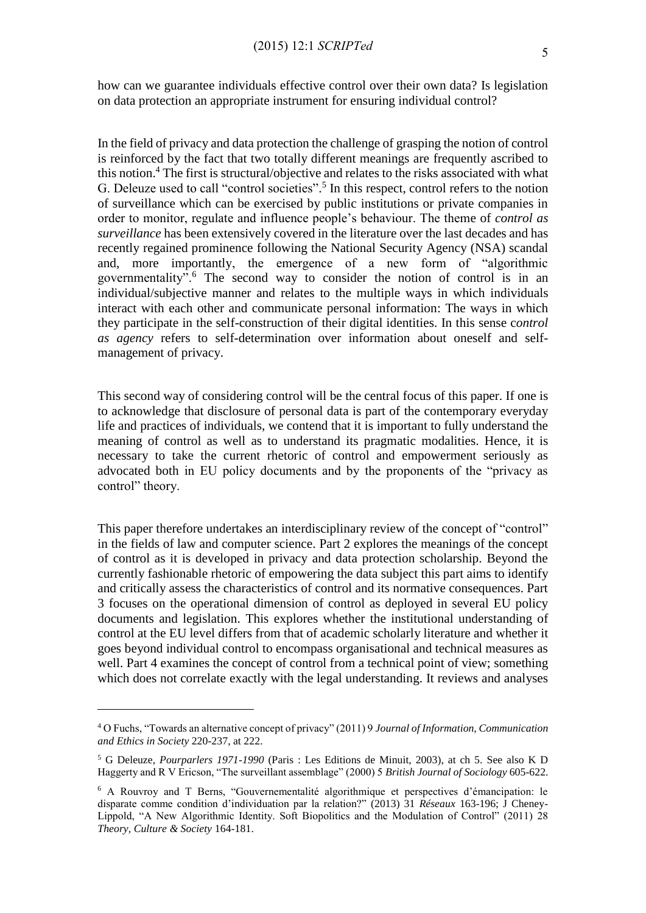how can we guarantee individuals effective control over their own data? Is legislation on data protection an appropriate instrument for ensuring individual control?

In the field of privacy and data protection the challenge of grasping the notion of control is reinforced by the fact that two totally different meanings are frequently ascribed to this notion.[4] The first is structural/objective and relates to the risks associated with what G. Deleuze used to call "control societies".[5] In this respect, control refers to the notion of surveillance which can be exercised by public institutions or private companies in order to monitor, regulate and influence people's behaviour. The theme of *control as surveillance* has been extensively covered in the literature over the last decades and has recently regained prominence following the National Security Agency (NSA) scandal and, more importantly, the emergence of a new form of "algorithmic governmentality".[6] The second way to consider the notion of control is in an individual/subjective manner and relates to the multiple ways in which individuals interact with each other and communicate personal information: The ways in which they participate in the self-construction of their digital identities. In this sense c*ontrol as agency* refers to self-determination over information about oneself and self-management of privacy.

This second way of considering control will be the central focus of this paper. If one is to acknowledge that disclosure of personal data is part of the contemporary everyday life and practices of individuals, we contend that it is important to fully understand the meaning of control as well as to understand its pragmatic modalities. Hence, it is necessary to take the current rhetoric of control and empowerment seriously as advocated both in EU policy documents and by the proponents of the "privacy as control" theory.

This paper therefore undertakes an interdisciplinary review of the concept of "control" in the fields of law and computer science. Part 2 explores the meanings of the concept of control as it is developed in privacy and data protection scholarship. Beyond the currently fashionable rhetoric of empowering the data subject this part aims to identify and critically assess the characteristics of control and its normative consequences. Part 3 focuses on the operational dimension of control as deployed in several EU policy documents and legislation. This explores whether the institutional understanding of control at the EU level differs from that of academic scholarly literature and whether it goes beyond individual control to encompass organisational and technical measures as well. Part 4 examines the concept of control from a technical point of view; something which does not correlate exactly with the legal understanding. It reviews and analyses

---

[4] O Fuchs, "Towards an alternative concept of privacy" (2011) 9 *Journal of Information, Communication and Ethics in Society* 220-237, at 222.

[5] G Deleuze, *Pourparlers 1971-1990* (Paris : Les Editions de Minuit, 2003), at ch 5. See also K D Haggerty and R V Ericson, "The surveillant assemblage" (2000) 5 *British Journal of Sociology* 605-622.

[6] A Rouvroy and T Berns, "Gouvernementalité algorithmique et perspectives d'émancipation: le disparate comme condition d'individuation par la relation?" (2013) 31 *Réseaux* 163-196; J Cheney-Lippold, "A New Algorithmic Identity. Soft Biopolitics and the Modulation of Control" (2011) 28 *Theory, Culture & Society* 164-181.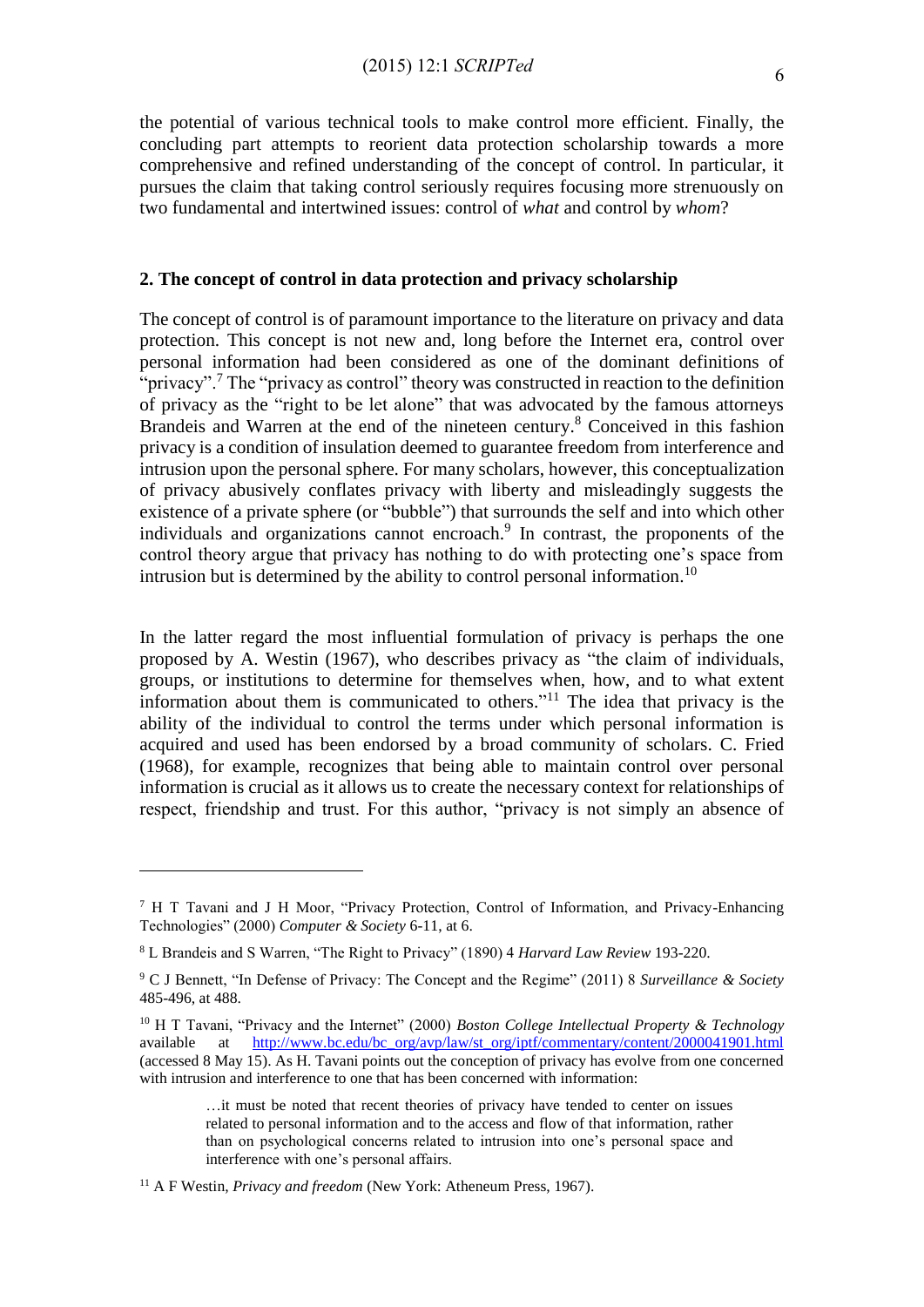the potential of various technical tools to make control more efficient. Finally, the concluding part attempts to reorient data protection scholarship towards a more comprehensive and refined understanding of the concept of control. In particular, it pursues the claim that taking control seriously requires focusing more strenuously on two fundamental and intertwined issues: control of *what* and control by *whom*?

## 2. The concept of control in data protection and privacy scholarship

The concept of control is of paramount importance to the literature on privacy and data protection. This concept is not new and, long before the Internet era, control over personal information had been considered as one of the dominant definitions of "privacy".[7] The "privacy as control" theory was constructed in reaction to the definition of privacy as the "right to be let alone" that was advocated by the famous attorneys Brandeis and Warren at the end of the nineteen century.[8] Conceived in this fashion privacy is a condition of insulation deemed to guarantee freedom from interference and intrusion upon the personal sphere. For many scholars, however, this conceptualization of privacy abusively conflates privacy with liberty and misleadingly suggests the existence of a private sphere (or "bubble") that surrounds the self and into which other individuals and organizations cannot encroach.[9] In contrast, the proponents of the control theory argue that privacy has nothing to do with protecting one's space from intrusion but is determined by the ability to control personal information.[10]

In the latter regard the most influential formulation of privacy is perhaps the one proposed by A. Westin (1967), who describes privacy as "the claim of individuals, groups, or institutions to determine for themselves when, how, and to what extent information about them is communicated to others."[11] The idea that privacy is the ability of the individual to control the terms under which personal information is acquired and used has been endorsed by a broad community of scholars. C. Fried (1968), for example, recognizes that being able to maintain control over personal information is crucial as it allows us to create the necessary context for relationships of respect, friendship and trust. For this author, "privacy is not simply an absence of

---

[7] H T Tavani and J H Moor, "Privacy Protection, Control of Information, and Privacy-Enhancing Technologies" (2000) *Computer & Society* 6-11, at 6.

[8] L Brandeis and S Warren, "The Right to Privacy" (1890) 4 *Harvard Law Review* 193-220.

[9] C J Bennett, "In Defense of Privacy: The Concept and the Regime" (2011) 8 *Surveillance & Society* 485-496, at 488.

[10] H T Tavani, "Privacy and the Internet" (2000) *Boston College Intellectual Property & Technology* available at http://www.bc.edu/bc_org/avp/law/st_org/iptf/commentary/content/2000041901.html (accessed 8 May 15). As H. Tavani points out the conception of privacy has evolve from one concerned with intrusion and interference to one that has been concerned with information:

> …it must be noted that recent theories of privacy have tended to center on issues related to personal information and to the access and flow of that information, rather than on psychological concerns related to intrusion into one's personal space and interference with one's personal affairs.

[11] A F Westin, *Privacy and freedom* (New York: Atheneum Press, 1967).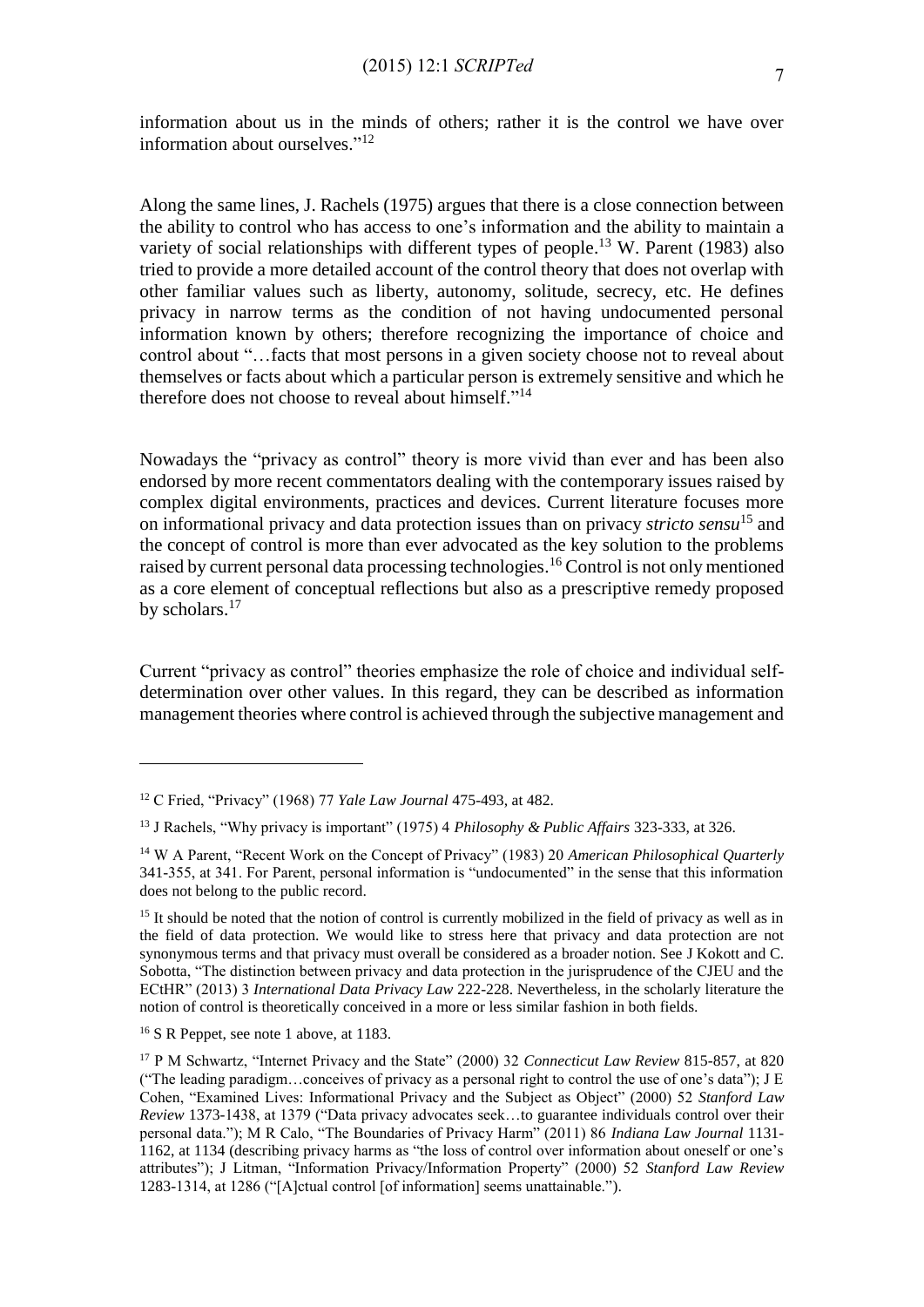information about us in the minds of others; rather it is the control we have over information about ourselves."[12]

Along the same lines, J. Rachels (1975) argues that there is a close connection between the ability to control who has access to one's information and the ability to maintain a variety of social relationships with different types of people.[13] W. Parent (1983) also tried to provide a more detailed account of the control theory that does not overlap with other familiar values such as liberty, autonomy, solitude, secrecy, etc. He defines privacy in narrow terms as the condition of not having undocumented personal information known by others; therefore recognizing the importance of choice and control about "…facts that most persons in a given society choose not to reveal about themselves or facts about which a particular person is extremely sensitive and which he therefore does not choose to reveal about himself."[14]

Nowadays the "privacy as control" theory is more vivid than ever and has been also endorsed by more recent commentators dealing with the contemporary issues raised by complex digital environments, practices and devices. Current literature focuses more on informational privacy and data protection issues than on privacy *stricto sensu*[15] and the concept of control is more than ever advocated as the key solution to the problems raised by current personal data processing technologies.[16] Control is not only mentioned as a core element of conceptual reflections but also as a prescriptive remedy proposed by scholars.[17]

Current "privacy as control" theories emphasize the role of choice and individual self-determination over other values. In this regard, they can be described as information management theories where control is achieved through the subjective management and

---

[12] C Fried, "Privacy" (1968) 77 *Yale Law Journal* 475-493, at 482.

[13] J Rachels, "Why privacy is important" (1975) 4 *Philosophy & Public Affairs* 323-333, at 326.

[14] W A Parent, "Recent Work on the Concept of Privacy" (1983) 20 *American Philosophical Quarterly* 341-355, at 341. For Parent, personal information is "undocumented" in the sense that this information does not belong to the public record.

[15] It should be noted that the notion of control is currently mobilized in the field of privacy as well as in the field of data protection. We would like to stress here that privacy and data protection are not synonymous terms and that privacy must overall be considered as a broader notion. See J Kokott and C. Sobotta, "The distinction between privacy and data protection in the jurisprudence of the CJEU and the ECtHR" (2013) 3 *International Data Privacy Law* 222-228. Nevertheless, in the scholarly literature the notion of control is theoretically conceived in a more or less similar fashion in both fields.

[16] S R Peppet, see note 1 above, at 1183.

[17] P M Schwartz, "Internet Privacy and the State" (2000) 32 *Connecticut Law Review* 815-857, at 820 ("The leading paradigm…conceives of privacy as a personal right to control the use of one's data"); J E Cohen, "Examined Lives: Informational Privacy and the Subject as Object" (2000) 52 *Stanford Law Review* 1373-1438, at 1379 ("Data privacy advocates seek…to guarantee individuals control over their personal data."); M R Calo, "The Boundaries of Privacy Harm" (2011) 86 *Indiana Law Journal* 1131-1162, at 1134 (describing privacy harms as "the loss of control over information about oneself or one's attributes"); J Litman, "Information Privacy/Information Property" (2000) 52 *Stanford Law Review* 1283-1314, at 1286 ("[A]ctual control [of information] seems unattainable.").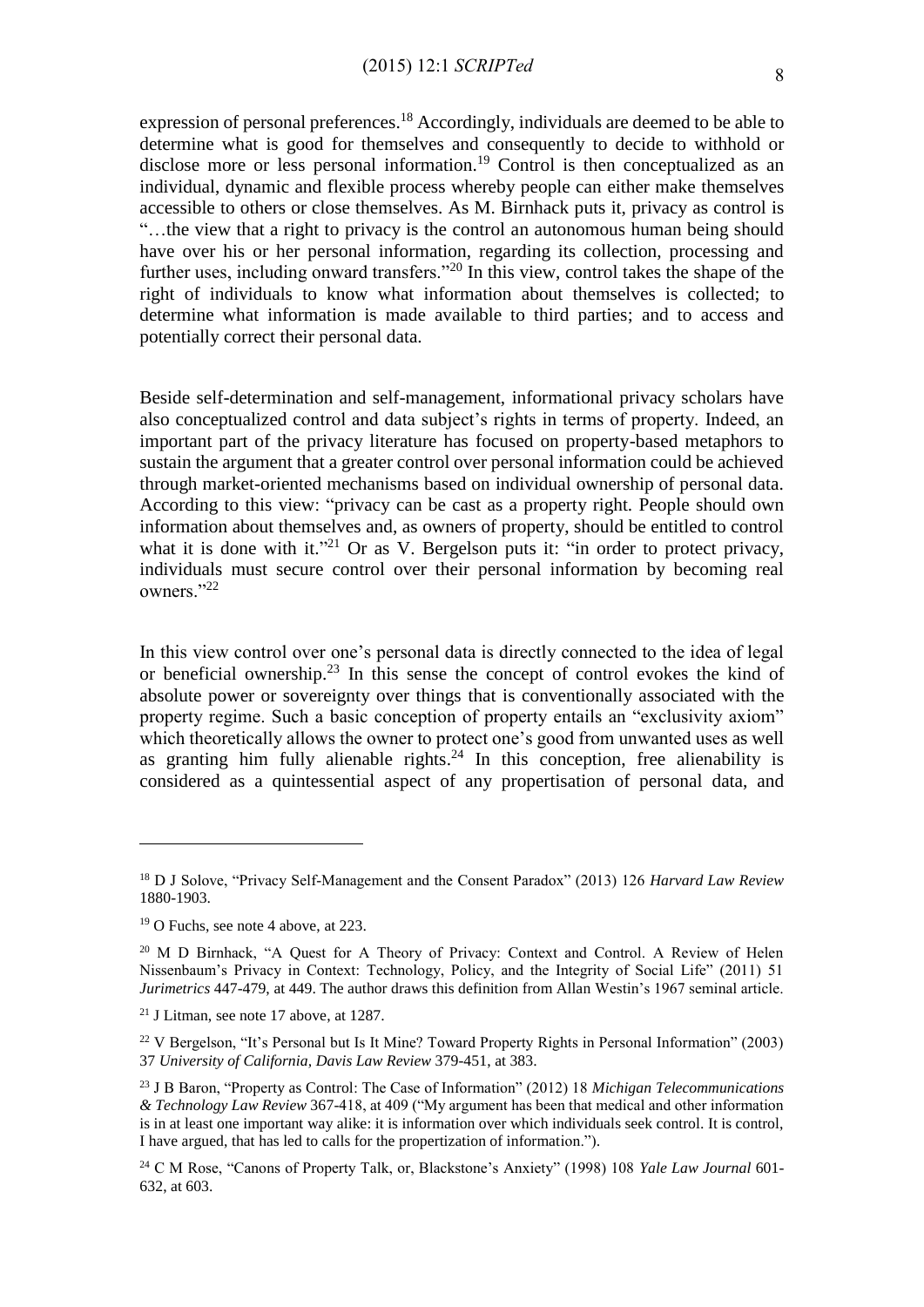expression of personal preferences.[18] Accordingly, individuals are deemed to be able to determine what is good for themselves and consequently to decide to withhold or disclose more or less personal information.[19] Control is then conceptualized as an individual, dynamic and flexible process whereby people can either make themselves accessible to others or close themselves. As M. Birnhack puts it, privacy as control is "…the view that a right to privacy is the control an autonomous human being should have over his or her personal information, regarding its collection, processing and further uses, including onward transfers."[20] In this view, control takes the shape of the right of individuals to know what information about themselves is collected; to determine what information is made available to third parties; and to access and potentially correct their personal data.

Beside self-determination and self-management, informational privacy scholars have also conceptualized control and data subject's rights in terms of property. Indeed, an important part of the privacy literature has focused on property-based metaphors to sustain the argument that a greater control over personal information could be achieved through market-oriented mechanisms based on individual ownership of personal data. According to this view: "privacy can be cast as a property right. People should own information about themselves and, as owners of property, should be entitled to control what it is done with it."[21] Or as V. Bergelson puts it: "in order to protect privacy, individuals must secure control over their personal information by becoming real owners."[22]

In this view control over one's personal data is directly connected to the idea of legal or beneficial ownership.[23] In this sense the concept of control evokes the kind of absolute power or sovereignty over things that is conventionally associated with the property regime. Such a basic conception of property entails an "exclusivity axiom" which theoretically allows the owner to protect one's good from unwanted uses as well as granting him fully alienable rights.[24] In this conception, free alienability is considered as a quintessential aspect of any propertisation of personal data, and

---

[18] D J Solove, "Privacy Self-Management and the Consent Paradox" (2013) 126 *Harvard Law Review* 1880-1903.

[19] O Fuchs, see note 4 above, at 223.

[20] M D Birnhack, "A Quest for A Theory of Privacy: Context and Control. A Review of Helen Nissenbaum's Privacy in Context: Technology, Policy, and the Integrity of Social Life" (2011) 51 *Jurimetrics* 447-479, at 449. The author draws this definition from Allan Westin's 1967 seminal article.

[21] J Litman, see note 17 above, at 1287.

[22] V Bergelson, "It's Personal but Is It Mine? Toward Property Rights in Personal Information" (2003) 37 *University of California, Davis Law Review* 379-451, at 383.

[23] J B Baron, "Property as Control: The Case of Information" (2012) 18 *Michigan Telecommunications & Technology Law Review* 367-418, at 409 ("My argument has been that medical and other information is in at least one important way alike: it is information over which individuals seek control. It is control, I have argued, that has led to calls for the propertization of information.").

[24] C M Rose, "Canons of Property Talk, or, Blackstone's Anxiety" (1998) 108 *Yale Law Journal* 601-632, at 603.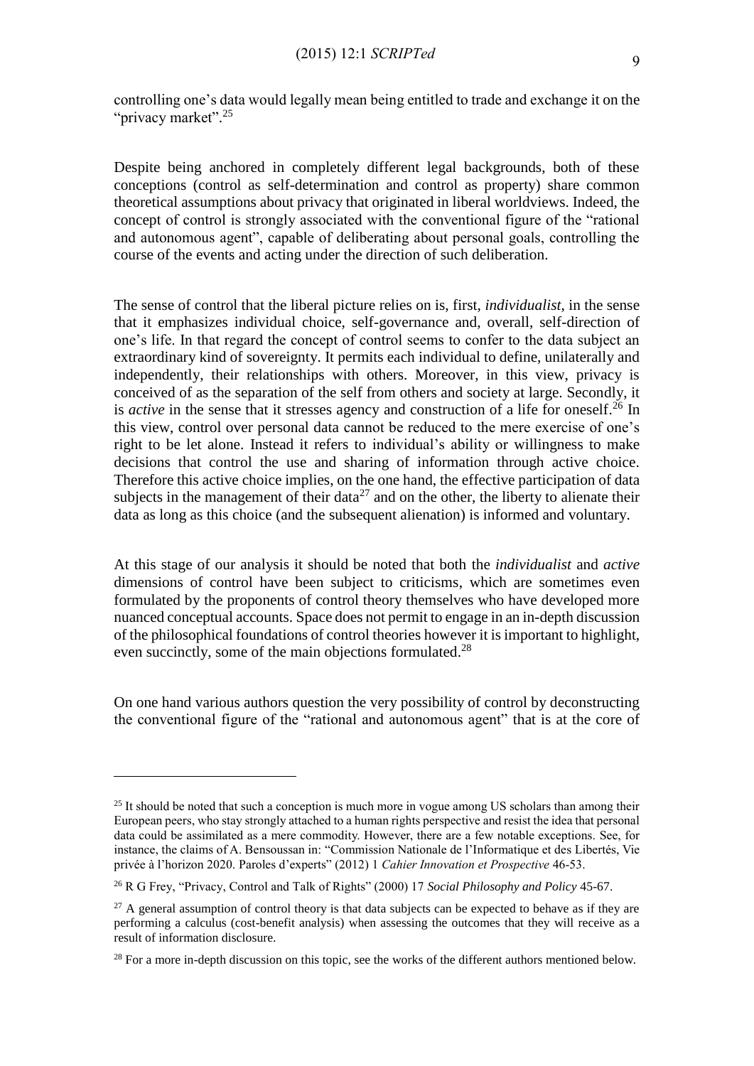controlling one's data would legally mean being entitled to trade and exchange it on the "privacy market".[25]

Despite being anchored in completely different legal backgrounds, both of these conceptions (control as self-determination and control as property) share common theoretical assumptions about privacy that originated in liberal worldviews. Indeed, the concept of control is strongly associated with the conventional figure of the "rational and autonomous agent", capable of deliberating about personal goals, controlling the course of the events and acting under the direction of such deliberation.

The sense of control that the liberal picture relies on is, first, *individualist*, in the sense that it emphasizes individual choice, self-governance and, overall, self-direction of one's life. In that regard the concept of control seems to confer to the data subject an extraordinary kind of sovereignty. It permits each individual to define, unilaterally and independently, their relationships with others. Moreover, in this view, privacy is conceived of as the separation of the self from others and society at large. Secondly, it is *active* in the sense that it stresses agency and construction of a life for oneself.[26] In this view, control over personal data cannot be reduced to the mere exercise of one's right to be let alone. Instead it refers to individual's ability or willingness to make decisions that control the use and sharing of information through active choice. Therefore this active choice implies, on the one hand, the effective participation of data subjects in the management of their data[27] and on the other, the liberty to alienate their data as long as this choice (and the subsequent alienation) is informed and voluntary.

At this stage of our analysis it should be noted that both the *individualist* and *active* dimensions of control have been subject to criticisms, which are sometimes even formulated by the proponents of control theory themselves who have developed more nuanced conceptual accounts. Space does not permit to engage in an in-depth discussion of the philosophical foundations of control theories however it is important to highlight, even succinctly, some of the main objections formulated.[28]

On one hand various authors question the very possibility of control by deconstructing the conventional figure of the "rational and autonomous agent" that is at the core of

---

[25] It should be noted that such a conception is much more in vogue among US scholars than among their European peers, who stay strongly attached to a human rights perspective and resist the idea that personal data could be assimilated as a mere commodity. However, there are a few notable exceptions. See, for instance, the claims of A. Bensoussan in: "Commission Nationale de l'Informatique et des Libertés, Vie privée à l'horizon 2020. Paroles d'experts" (2012) 1 *Cahier Innovation et Prospective* 46-53.

[26] R G Frey, "Privacy, Control and Talk of Rights" (2000) 17 *Social Philosophy and Policy* 45-67.

[27] A general assumption of control theory is that data subjects can be expected to behave as if they are performing a calculus (cost-benefit analysis) when assessing the outcomes that they will receive as a result of information disclosure.

[28] For a more in-depth discussion on this topic, see the works of the different authors mentioned below.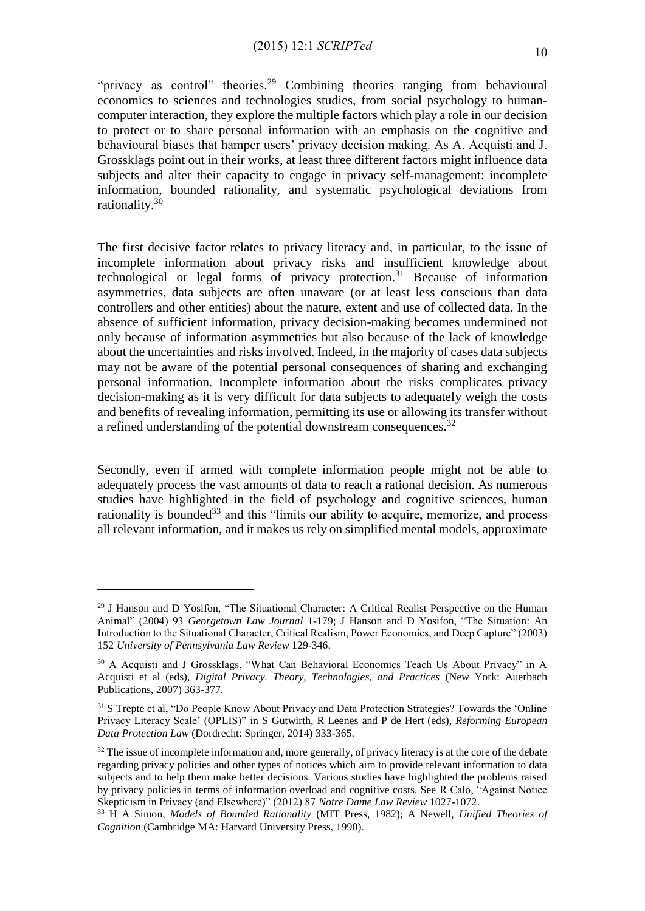"privacy as control" theories.[29] Combining theories ranging from behavioural economics to sciences and technologies studies, from social psychology to human-computer interaction, they explore the multiple factors which play a role in our decision to protect or to share personal information with an emphasis on the cognitive and behavioural biases that hamper users' privacy decision making. As A. Acquisti and J. Grossklags point out in their works, at least three different factors might influence data subjects and alter their capacity to engage in privacy self-management: incomplete information, bounded rationality, and systematic psychological deviations from rationality.[30]

The first decisive factor relates to privacy literacy and, in particular, to the issue of incomplete information about privacy risks and insufficient knowledge about technological or legal forms of privacy protection.[31] Because of information asymmetries, data subjects are often unaware (or at least less conscious than data controllers and other entities) about the nature, extent and use of collected data. In the absence of sufficient information, privacy decision-making becomes undermined not only because of information asymmetries but also because of the lack of knowledge about the uncertainties and risks involved. Indeed, in the majority of cases data subjects may not be aware of the potential personal consequences of sharing and exchanging personal information. Incomplete information about the risks complicates privacy decision-making as it is very difficult for data subjects to adequately weigh the costs and benefits of revealing information, permitting its use or allowing its transfer without a refined understanding of the potential downstream consequences.[32]

Secondly, even if armed with complete information people might not be able to adequately process the vast amounts of data to reach a rational decision. As numerous studies have highlighted in the field of psychology and cognitive sciences, human rationality is bounded[33] and this "limits our ability to acquire, memorize, and process all relevant information, and it makes us rely on simplified mental models, approximate

---

[29] J Hanson and D Yosifon, "The Situational Character: A Critical Realist Perspective on the Human Animal" (2004) 93 *Georgetown Law Journal* 1-179; J Hanson and D Yosifon, "The Situation: An Introduction to the Situational Character, Critical Realism, Power Economics, and Deep Capture" (2003) 152 *University of Pennsylvania Law Review* 129-346.

[30] A Acquisti and J Grossklags, "What Can Behavioral Economics Teach Us About Privacy" in A Acquisti et al (eds), *Digital Privacy. Theory, Technologies, and Practices* (New York: Auerbach Publications, 2007) 363-377.

[31] S Trepte et al, "Do People Know About Privacy and Data Protection Strategies? Towards the 'Online Privacy Literacy Scale' (OPLIS)" in S Gutwirth, R Leenes and P de Hert (eds), *Reforming European Data Protection Law* (Dordrecht: Springer, 2014) 333-365.

[32] The issue of incomplete information and, more generally, of privacy literacy is at the core of the debate regarding privacy policies and other types of notices which aim to provide relevant information to data subjects and to help them make better decisions. Various studies have highlighted the problems raised by privacy policies in terms of information overload and cognitive costs. See R Calo, "Against Notice Skepticism in Privacy (and Elsewhere)" (2012) 87 *Notre Dame Law Review* 1027-1072.

[33] H A Simon, *Models of Bounded Rationality* (MIT Press, 1982); A Newell, *Unified Theories of Cognition* (Cambridge MA: Harvard University Press, 1990).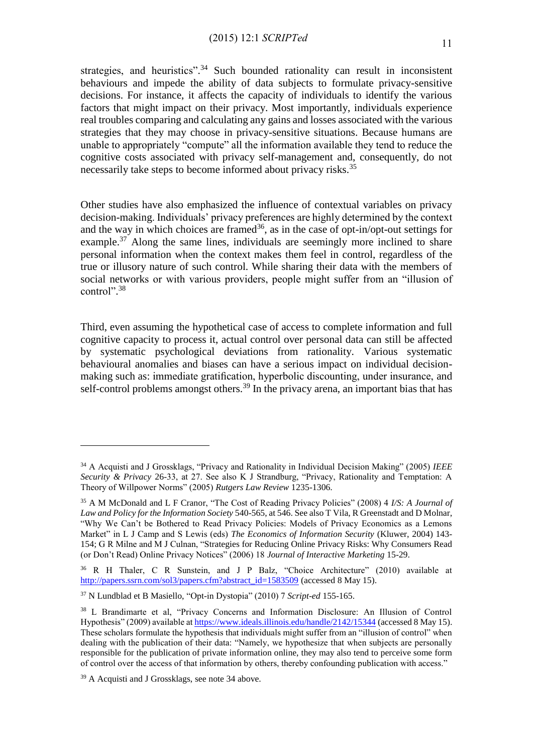strategies, and heuristics”.[34] Such bounded rationality can result in inconsistent behaviours and impede the ability of data subjects to formulate privacy-sensitive decisions. For instance, it affects the capacity of individuals to identify the various factors that might impact on their privacy. Most importantly, individuals experience real troubles comparing and calculating any gains and losses associated with the various strategies that they may choose in privacy-sensitive situations. Because humans are unable to appropriately “compute” all the information available they tend to reduce the cognitive costs associated with privacy self-management and, consequently, do not necessarily take steps to become informed about privacy risks.[35]

Other studies have also emphasized the influence of contextual variables on privacy decision-making. Individuals’ privacy preferences are highly determined by the context and the way in which choices are framed[36], as in the case of opt-in/opt-out settings for example.[37] Along the same lines, individuals are seemingly more inclined to share personal information when the context makes them feel in control, regardless of the true or illusory nature of such control. While sharing their data with the members of social networks or with various providers, people might suffer from an “illusion of control”.[38]

Third, even assuming the hypothetical case of access to complete information and full cognitive capacity to process it, actual control over personal data can still be affected by systematic psychological deviations from rationality. Various systematic behavioural anomalies and biases can have a serious impact on individual decision-making such as: immediate gratification, hyperbolic discounting, under insurance, and self-control problems amongst others.[39] In the privacy arena, an important bias that has

---

[34] A Acquisti and J Grossklags, “Privacy and Rationality in Individual Decision Making” (2005) *IEEE Security & Privacy* 26-33, at 27. See also K J Strandburg, “Privacy, Rationality and Temptation: A Theory of Willpower Norms” (2005) *Rutgers Law Review* 1235-1306.

[35] A M McDonald and L F Cranor, “The Cost of Reading Privacy Policies” (2008) 4 *I/S: A Journal of Law and Policy for the Information Society* 540-565, at 546. See also T Vila, R Greenstadt and D Molnar, “Why We Can’t be Bothered to Read Privacy Policies: Models of Privacy Economics as a Lemons Market” in L J Camp and S Lewis (eds) *The Economics of Information Security* (Kluwer, 2004) 143-154; G R Milne and M J Culnan, “Strategies for Reducing Online Privacy Risks: Why Consumers Read (or Don’t Read) Online Privacy Notices” (2006) 18 *Journal of Interactive Marketing* 15-29.

[36] R H Thaler, C R Sunstein, and J P Balz, “Choice Architecture” (2010) available at http://papers.ssrn.com/sol3/papers.cfm?abstract_id=1583509 (accessed 8 May 15).

[37] N Lundblad et B Masiello, “Opt-in Dystopia” (2010) 7 *Script-ed* 155-165.

[38] L Brandimarte et al, “Privacy Concerns and Information Disclosure: An Illusion of Control Hypothesis” (2009) available at https://www.ideals.illinois.edu/handle/2142/15344 (accessed 8 May 15). These scholars formulate the hypothesis that individuals might suffer from an “illusion of control” when dealing with the publication of their data: “Namely, we hypothesize that when subjects are personally responsible for the publication of private information online, they may also tend to perceive some form of control over the access of that information by others, thereby confounding publication with access.”

[39] A Acquisti and J Grossklags, see note 34 above.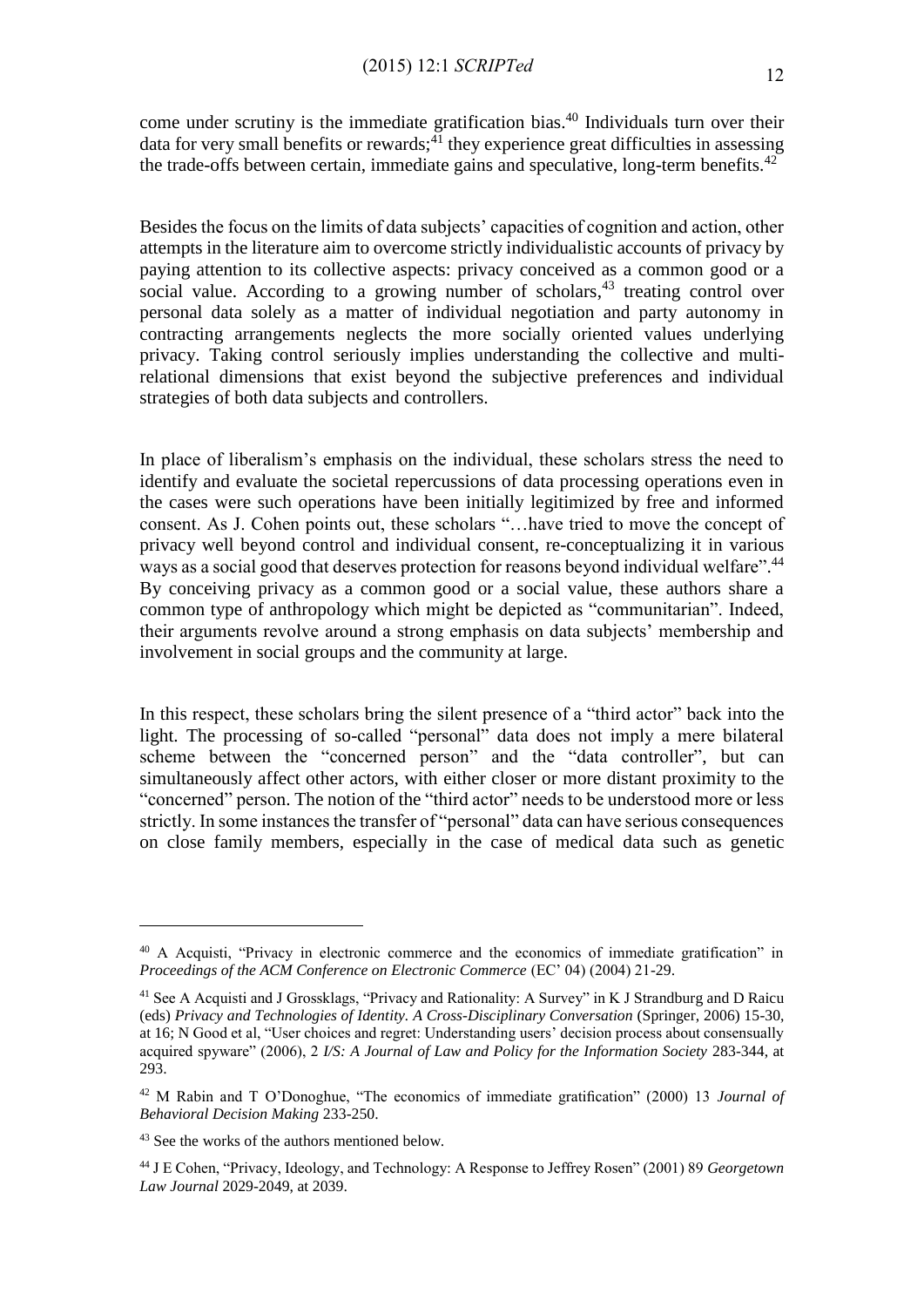come under scrutiny is the immediate gratification bias.[40] Individuals turn over their data for very small benefits or rewards;[41] they experience great difficulties in assessing the trade-offs between certain, immediate gains and speculative, long-term benefits.[42]

Besides the focus on the limits of data subjects' capacities of cognition and action, other attempts in the literature aim to overcome strictly individualistic accounts of privacy by paying attention to its collective aspects: privacy conceived as a common good or a social value. According to a growing number of scholars,[43] treating control over personal data solely as a matter of individual negotiation and party autonomy in contracting arrangements neglects the more socially oriented values underlying privacy. Taking control seriously implies understanding the collective and multi-relational dimensions that exist beyond the subjective preferences and individual strategies of both data subjects and controllers.

In place of liberalism's emphasis on the individual, these scholars stress the need to identify and evaluate the societal repercussions of data processing operations even in the cases were such operations have been initially legitimized by free and informed consent. As J. Cohen points out, these scholars "…have tried to move the concept of privacy well beyond control and individual consent, re-conceptualizing it in various ways as a social good that deserves protection for reasons beyond individual welfare".[44] By conceiving privacy as a common good or a social value, these authors share a common type of anthropology which might be depicted as "communitarian". Indeed, their arguments revolve around a strong emphasis on data subjects' membership and involvement in social groups and the community at large.

In this respect, these scholars bring the silent presence of a "third actor" back into the light. The processing of so-called "personal" data does not imply a mere bilateral scheme between the "concerned person" and the "data controller", but can simultaneously affect other actors, with either closer or more distant proximity to the "concerned" person. The notion of the "third actor" needs to be understood more or less strictly. In some instances the transfer of "personal" data can have serious consequences on close family members, especially in the case of medical data such as genetic

---

[40] A Acquisti, "Privacy in electronic commerce and the economics of immediate gratification" in *Proceedings of the ACM Conference on Electronic Commerce* (EC' 04) (2004) 21-29.

[41] See A Acquisti and J Grossklags, "Privacy and Rationality: A Survey" in K J Strandburg and D Raicu (eds) *Privacy and Technologies of Identity. A Cross-Disciplinary Conversation* (Springer, 2006) 15-30, at 16; N Good et al, "User choices and regret: Understanding users' decision process about consensually acquired spyware" (2006), 2 *I/S: A Journal of Law and Policy for the Information Society* 283-344, at 293.

[42] M Rabin and T O'Donoghue, "The economics of immediate gratification" (2000) 13 *Journal of Behavioral Decision Making* 233-250.

[43] See the works of the authors mentioned below.

[44] J E Cohen, "Privacy, Ideology, and Technology: A Response to Jeffrey Rosen" (2001) 89 *Georgetown Law Journal* 2029-2049, at 2039.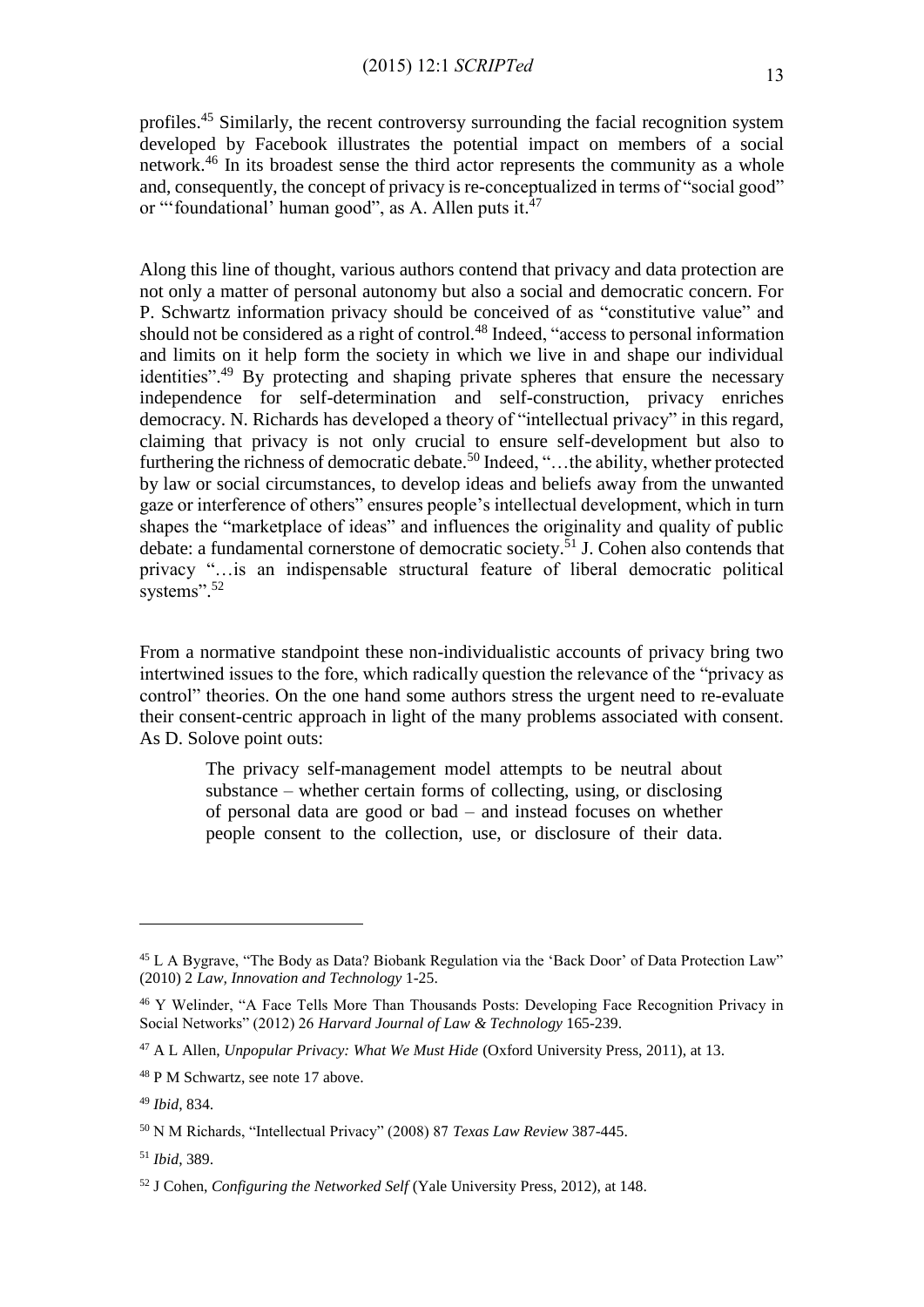profiles.[45] Similarly, the recent controversy surrounding the facial recognition system developed by Facebook illustrates the potential impact on members of a social network.[46] In its broadest sense the third actor represents the community as a whole and, consequently, the concept of privacy is re-conceptualized in terms of "social good" or "'foundational' human good", as A. Allen puts it.[47]

Along this line of thought, various authors contend that privacy and data protection are not only a matter of personal autonomy but also a social and democratic concern. For P. Schwartz information privacy should be conceived of as "constitutive value" and should not be considered as a right of control.[48] Indeed, "access to personal information and limits on it help form the society in which we live in and shape our individual identities".[49] By protecting and shaping private spheres that ensure the necessary independence for self-determination and self-construction, privacy enriches democracy. N. Richards has developed a theory of "intellectual privacy" in this regard, claiming that privacy is not only crucial to ensure self-development but also to furthering the richness of democratic debate.[50] Indeed, "…the ability, whether protected by law or social circumstances, to develop ideas and beliefs away from the unwanted gaze or interference of others" ensures people's intellectual development, which in turn shapes the "marketplace of ideas" and influences the originality and quality of public debate: a fundamental cornerstone of democratic society.[51] J. Cohen also contends that privacy "…is an indispensable structural feature of liberal democratic political systems".[52]

From a normative standpoint these non-individualistic accounts of privacy bring two intertwined issues to the fore, which radically question the relevance of the "privacy as control" theories. On the one hand some authors stress the urgent need to re-evaluate their consent-centric approach in light of the many problems associated with consent. As D. Solove point outs:

> The privacy self-management model attempts to be neutral about substance – whether certain forms of collecting, using, or disclosing of personal data are good or bad – and instead focuses on whether people consent to the collection, use, or disclosure of their data.

---

[45] L A Bygrave, "The Body as Data? Biobank Regulation via the 'Back Door' of Data Protection Law" (2010) 2 *Law, Innovation and Technology* 1-25.

[46] Y Welinder, "A Face Tells More Than Thousands Posts: Developing Face Recognition Privacy in Social Networks" (2012) 26 *Harvard Journal of Law & Technology* 165-239.

[47] A L Allen, *Unpopular Privacy: What We Must Hide* (Oxford University Press, 2011), at 13.

[48] P M Schwartz, see note 17 above.

[49] *Ibid*, 834.

[50] N M Richards, "Intellectual Privacy" (2008) 87 *Texas Law Review* 387-445.

[51] *Ibid*, 389.

[52] J Cohen, *Configuring the Networked Self* (Yale University Press, 2012), at 148.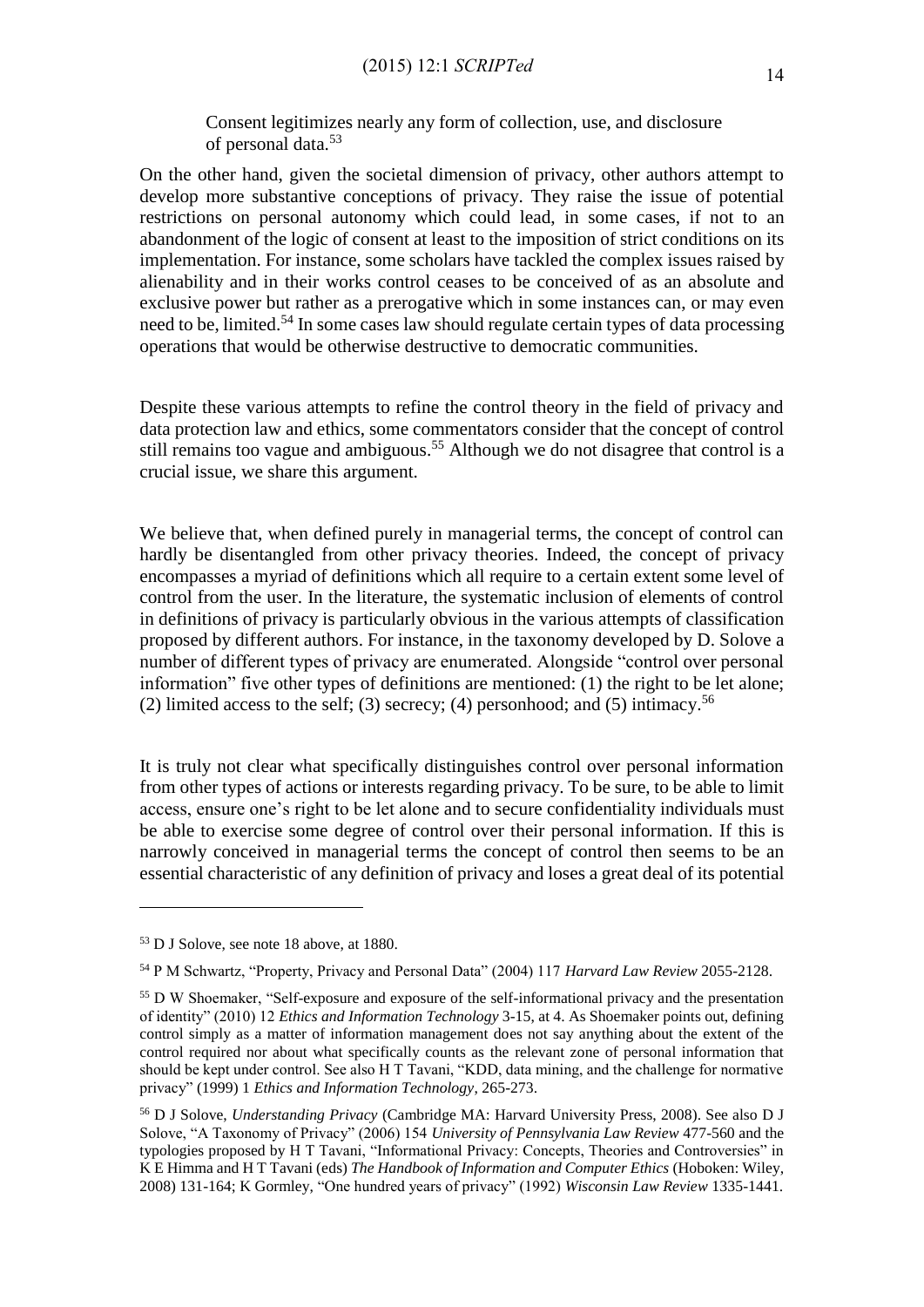> Consent legitimizes nearly any form of collection, use, and disclosure of personal data.[53]

On the other hand, given the societal dimension of privacy, other authors attempt to develop more substantive conceptions of privacy. They raise the issue of potential restrictions on personal autonomy which could lead, in some cases, if not to an abandonment of the logic of consent at least to the imposition of strict conditions on its implementation. For instance, some scholars have tackled the complex issues raised by alienability and in their works control ceases to be conceived of as an absolute and exclusive power but rather as a prerogative which in some instances can, or may even need to be, limited.[54] In some cases law should regulate certain types of data processing operations that would be otherwise destructive to democratic communities.

Despite these various attempts to refine the control theory in the field of privacy and data protection law and ethics, some commentators consider that the concept of control still remains too vague and ambiguous.[55] Although we do not disagree that control is a crucial issue, we share this argument.

We believe that, when defined purely in managerial terms, the concept of control can hardly be disentangled from other privacy theories. Indeed, the concept of privacy encompasses a myriad of definitions which all require to a certain extent some level of control from the user. In the literature, the systematic inclusion of elements of control in definitions of privacy is particularly obvious in the various attempts of classification proposed by different authors. For instance, in the taxonomy developed by D. Solove a number of different types of privacy are enumerated. Alongside "control over personal information" five other types of definitions are mentioned: (1) the right to be let alone; (2) limited access to the self; (3) secrecy; (4) personhood; and (5) intimacy.[56]

It is truly not clear what specifically distinguishes control over personal information from other types of actions or interests regarding privacy. To be sure, to be able to limit access, ensure one's right to be let alone and to secure confidentiality individuals must be able to exercise some degree of control over their personal information. If this is narrowly conceived in managerial terms the concept of control then seems to be an essential characteristic of any definition of privacy and loses a great deal of its potential

---

[53] D J Solove, see note 18 above, at 1880.

[54] P M Schwartz, "Property, Privacy and Personal Data" (2004) 117 *Harvard Law Review* 2055-2128.

[55] D W Shoemaker, "Self-exposure and exposure of the self-informational privacy and the presentation of identity" (2010) 12 *Ethics and Information Technology* 3-15, at 4. As Shoemaker points out, defining control simply as a matter of information management does not say anything about the extent of the control required nor about what specifically counts as the relevant zone of personal information that should be kept under control. See also H T Tavani, "KDD, data mining, and the challenge for normative privacy" (1999) 1 *Ethics and Information Technology*, 265-273.

[56] D J Solove, *Understanding Privacy* (Cambridge MA: Harvard University Press, 2008). See also D J Solove, "A Taxonomy of Privacy" (2006) 154 *University of Pennsylvania Law Review* 477-560 and the typologies proposed by H T Tavani, "Informational Privacy: Concepts, Theories and Controversies" in K E Himma and H T Tavani (eds) *The Handbook of Information and Computer Ethics* (Hoboken: Wiley, 2008) 131-164; K Gormley, "One hundred years of privacy" (1992) *Wisconsin Law Review* 1335-1441.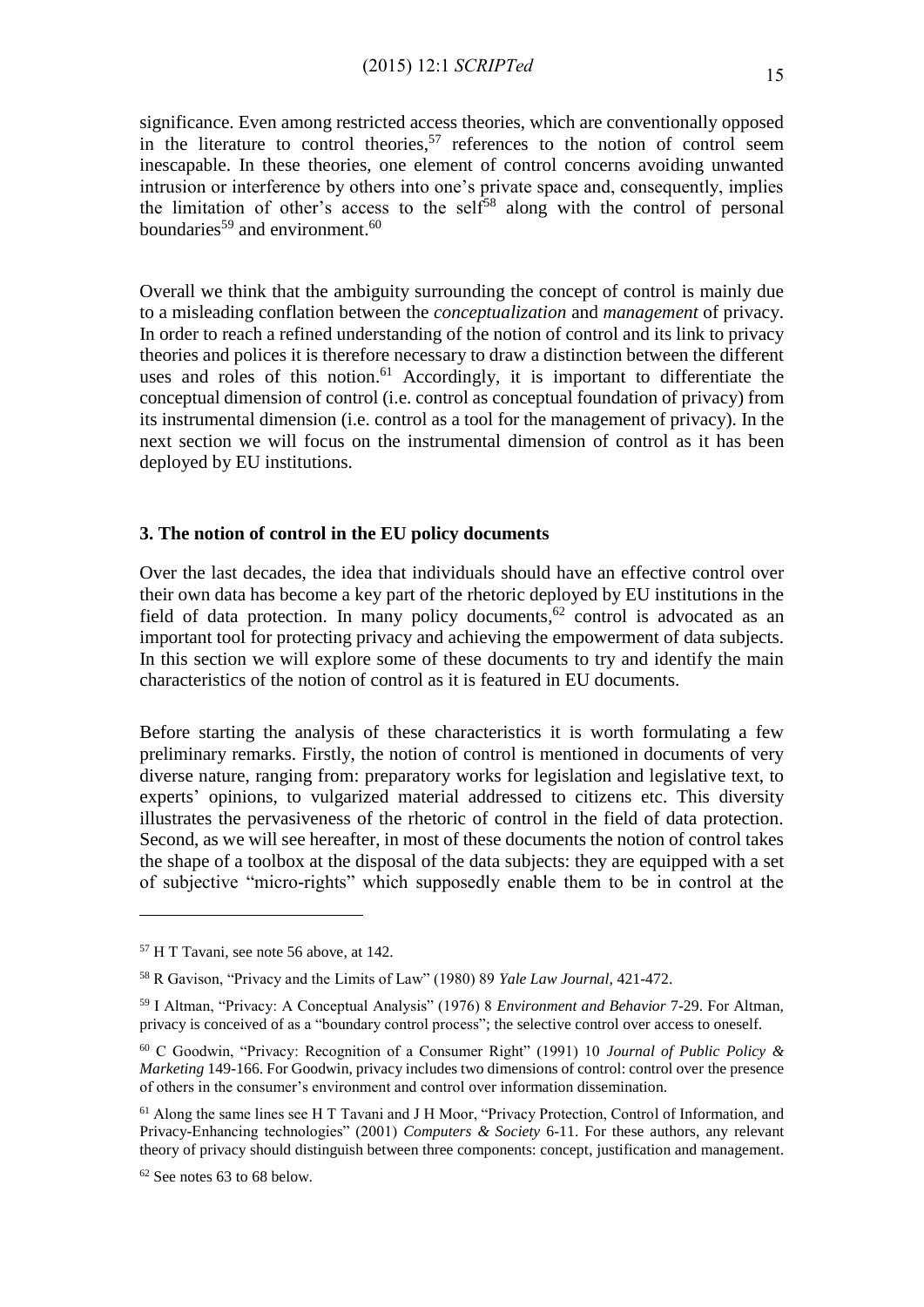significance. Even among restricted access theories, which are conventionally opposed in the literature to control theories,[57] references to the notion of control seem inescapable. In these theories, one element of control concerns avoiding unwanted intrusion or interference by others into one's private space and, consequently, implies the limitation of other's access to the self[58] along with the control of personal boundaries[59] and environment.[60]

Overall we think that the ambiguity surrounding the concept of control is mainly due to a misleading conflation between the *conceptualization* and *management* of privacy. In order to reach a refined understanding of the notion of control and its link to privacy theories and polices it is therefore necessary to draw a distinction between the different uses and roles of this notion.[61] Accordingly, it is important to differentiate the conceptual dimension of control (i.e. control as conceptual foundation of privacy) from its instrumental dimension (i.e. control as a tool for the management of privacy). In the next section we will focus on the instrumental dimension of control as it has been deployed by EU institutions.

### 3. The notion of control in the EU policy documents

Over the last decades, the idea that individuals should have an effective control over their own data has become a key part of the rhetoric deployed by EU institutions in the field of data protection. In many policy documents,[62] control is advocated as an important tool for protecting privacy and achieving the empowerment of data subjects. In this section we will explore some of these documents to try and identify the main characteristics of the notion of control as it is featured in EU documents.

Before starting the analysis of these characteristics it is worth formulating a few preliminary remarks. Firstly, the notion of control is mentioned in documents of very diverse nature, ranging from: preparatory works for legislation and legislative text, to experts' opinions, to vulgarized material addressed to citizens etc. This diversity illustrates the pervasiveness of the rhetoric of control in the field of data protection. Second, as we will see hereafter, in most of these documents the notion of control takes the shape of a toolbox at the disposal of the data subjects: they are equipped with a set of subjective "micro-rights" which supposedly enable them to be in control at the

---

[57] H T Tavani, see note 56 above, at 142.

[58] R Gavison, "Privacy and the Limits of Law" (1980) 89 *Yale Law Journal*, 421-472.

[59] I Altman, "Privacy: A Conceptual Analysis" (1976) 8 *Environment and Behavior* 7-29. For Altman, privacy is conceived of as a "boundary control process"; the selective control over access to oneself.

[60] C Goodwin, "Privacy: Recognition of a Consumer Right" (1991) 10 *Journal of Public Policy & Marketing* 149-166. For Goodwin, privacy includes two dimensions of control: control over the presence of others in the consumer's environment and control over information dissemination.

[61] Along the same lines see H T Tavani and J H Moor, "Privacy Protection, Control of Information, and Privacy-Enhancing technologies" (2001) *Computers & Society* 6-11. For these authors, any relevant theory of privacy should distinguish between three components: concept, justification and management.

[62] See notes 63 to 68 below.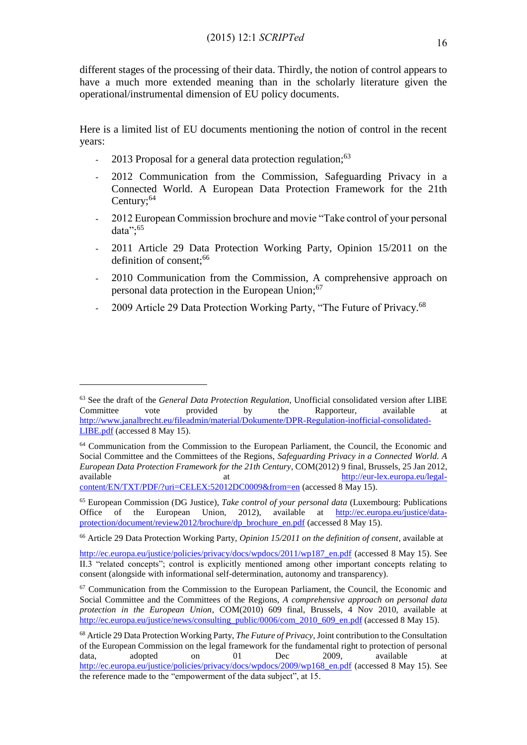different stages of the processing of their data. Thirdly, the notion of control appears to have a much more extended meaning than in the scholarly literature given the operational/instrumental dimension of EU policy documents.

Here is a limited list of EU documents mentioning the notion of control in the recent years:

- 2013 Proposal for a general data protection regulation;[63]
- 2012 Communication from the Commission, Safeguarding Privacy in a Connected World. A European Data Protection Framework for the 21th Century;[64]
- 2012 European Commission brochure and movie "Take control of your personal data";[65]
- 2011 Article 29 Data Protection Working Party, Opinion 15/2011 on the definition of consent;[66]
- 2010 Communication from the Commission, A comprehensive approach on personal data protection in the European Union;[67]
- 2009 Article 29 Data Protection Working Party, "The Future of Privacy.[68]

---

[63] See the draft of the *General Data Protection Regulation*, Unofficial consolidated version after LIBE Committee vote provided by the Rapporteur, available at http://www.janalbrecht.eu/fileadmin/material/Dokumente/DPR-Regulation-inofficial-consolidated-LIBE.pdf (accessed 8 May 15).

[64] Communication from the Commission to the European Parliament, the Council, the Economic and Social Committee and the Committees of the Regions, *Safeguarding Privacy in a Connected World. A European Data Protection Framework for the 21th Century*, COM(2012) 9 final, Brussels, 25 Jan 2012, available at http://eur-lex.europa.eu/legal-content/EN/TXT/PDF/?uri=CELEX:52012DC0009&from=en (accessed 8 May 15).

[65] European Commission (DG Justice), *Take control of your personal data* (Luxembourg: Publications Office of the European Union, 2012), available at http://ec.europa.eu/justice/data-protection/document/review2012/brochure/dp_brochure_en.pdf (accessed 8 May 15).

[66] Article 29 Data Protection Working Party, *Opinion 15/2011 on the definition of consent*, available at http://ec.europa.eu/justice/policies/privacy/docs/wpdocs/2011/wp187_en.pdf (accessed 8 May 15). See II.3 "related concepts"; control is explicitly mentioned among other important concepts relating to consent (alongside with informational self-determination, autonomy and transparency).

[67] Communication from the Commission to the European Parliament, the Council, the Economic and Social Committee and the Committees of the Regions, *A comprehensive approach on personal data protection in the European Union*, COM(2010) 609 final, Brussels, 4 Nov 2010, available at http://ec.europa.eu/justice/news/consulting_public/0006/com_2010_609_en.pdf (accessed 8 May 15).

[68] Article 29 Data Protection Working Party, *The Future of Privacy*, Joint contribution to the Consultation of the European Commission on the legal framework for the fundamental right to protection of personal data, adopted on 01 Dec 2009, available at http://ec.europa.eu/justice/policies/privacy/docs/wpdocs/2009/wp168_en.pdf (accessed 8 May 15). See the reference made to the "empowerment of the data subject", at 15.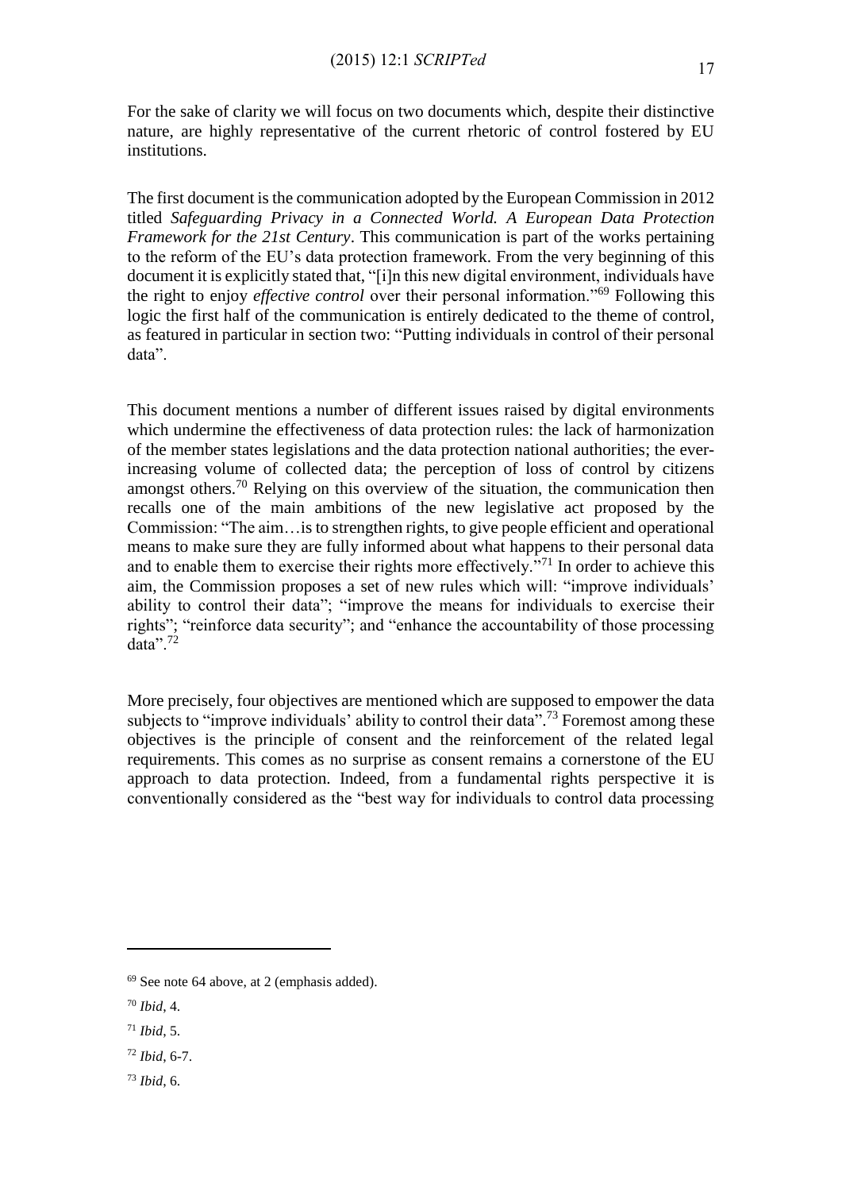For the sake of clarity we will focus on two documents which, despite their distinctive nature, are highly representative of the current rhetoric of control fostered by EU institutions.

The first document is the communication adopted by the European Commission in 2012 titled *Safeguarding Privacy in a Connected World. A European Data Protection Framework for the 21st Century*. This communication is part of the works pertaining to the reform of the EU's data protection framework. From the very beginning of this document it is explicitly stated that, "[i]n this new digital environment, individuals have the right to enjoy *effective control* over their personal information."[69] Following this logic the first half of the communication is entirely dedicated to the theme of control, as featured in particular in section two: "Putting individuals in control of their personal data".

This document mentions a number of different issues raised by digital environments which undermine the effectiveness of data protection rules: the lack of harmonization of the member states legislations and the data protection national authorities; the ever-increasing volume of collected data; the perception of loss of control by citizens amongst others.[70] Relying on this overview of the situation, the communication then recalls one of the main ambitions of the new legislative act proposed by the Commission: "The aim…is to strengthen rights, to give people efficient and operational means to make sure they are fully informed about what happens to their personal data and to enable them to exercise their rights more effectively."[71] In order to achieve this aim, the Commission proposes a set of new rules which will: "improve individuals' ability to control their data"; "improve the means for individuals to exercise their rights"; "reinforce data security"; and "enhance the accountability of those processing data".[72]

More precisely, four objectives are mentioned which are supposed to empower the data subjects to "improve individuals' ability to control their data".[73] Foremost among these objectives is the principle of consent and the reinforcement of the related legal requirements. This comes as no surprise as consent remains a cornerstone of the EU approach to data protection. Indeed, from a fundamental rights perspective it is conventionally considered as the "best way for individuals to control data processing

---

[69] See note 64 above, at 2 (emphasis added).

[70] *Ibid*, 4.

[71] *Ibid*, 5.

[72] *Ibid*, 6-7.

[73] *Ibid*, 6.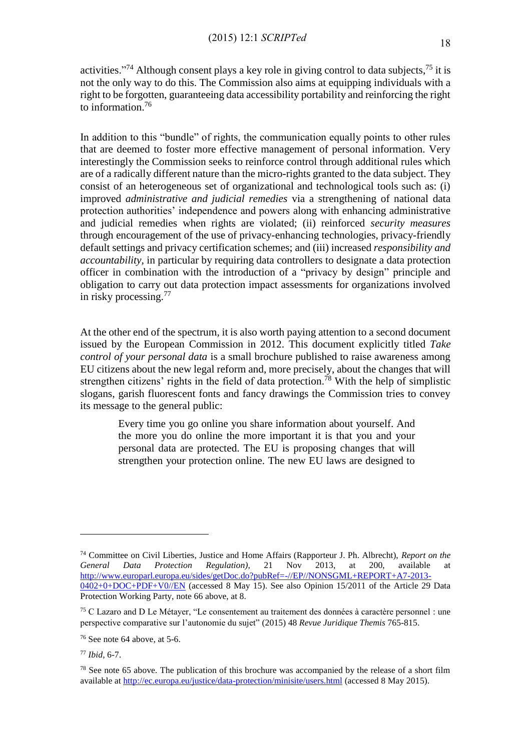activities."[74] Although consent plays a key role in giving control to data subjects,[75] it is not the only way to do this. The Commission also aims at equipping individuals with a right to be forgotten, guaranteeing data accessibility portability and reinforcing the right to information.[76]

In addition to this "bundle" of rights, the communication equally points to other rules that are deemed to foster more effective management of personal information. Very interestingly the Commission seeks to reinforce control through additional rules which are of a radically different nature than the micro-rights granted to the data subject. They consist of an heterogeneous set of organizational and technological tools such as: (i) improved *administrative and judicial remedies* via a strengthening of national data protection authorities' independence and powers along with enhancing administrative and judicial remedies when rights are violated; (ii) reinforced *security measures* through encouragement of the use of privacy-enhancing technologies, privacy-friendly default settings and privacy certification schemes; and (iii) increased *responsibility and accountability*, in particular by requiring data controllers to designate a data protection officer in combination with the introduction of a "privacy by design" principle and obligation to carry out data protection impact assessments for organizations involved in risky processing.[77]

At the other end of the spectrum, it is also worth paying attention to a second document issued by the European Commission in 2012. This document explicitly titled *Take control of your personal data* is a small brochure published to raise awareness among EU citizens about the new legal reform and, more precisely, about the changes that will strengthen citizens' rights in the field of data protection.[78] With the help of simplistic slogans, garish fluorescent fonts and fancy drawings the Commission tries to convey its message to the general public:

> Every time you go online you share information about yourself. And the more you do online the more important it is that you and your personal data are protected. The EU is proposing changes that will strengthen your protection online. The new EU laws are designed to

---

[74] Committee on Civil Liberties, Justice and Home Affairs (Rapporteur J. Ph. Albrecht), *Report on the General Data Protection Regulation)*, 21 Nov 2013, at 200, available at http://www.europarl.europa.eu/sides/getDoc.do?pubRef=-//EP//NONSGML+REPORT+A7-2013-0402+0+DOC+PDF+V0//EN (accessed 8 May 15). See also Opinion 15/2011 of the Article 29 Data Protection Working Party, note 66 above, at 8.

[75] C Lazaro and D Le Métayer, "Le consentement au traitement des données à caractère personnel : une perspective comparative sur l'autonomie du sujet" (2015) 48 *Revue Juridique Themis* 765-815.

[76] See note 64 above, at 5-6.

[77] *Ibid*, 6-7.

[78] See note 65 above. The publication of this brochure was accompanied by the release of a short film available at http://ec.europa.eu/justice/data-protection/minisite/users.html (accessed 8 May 2015).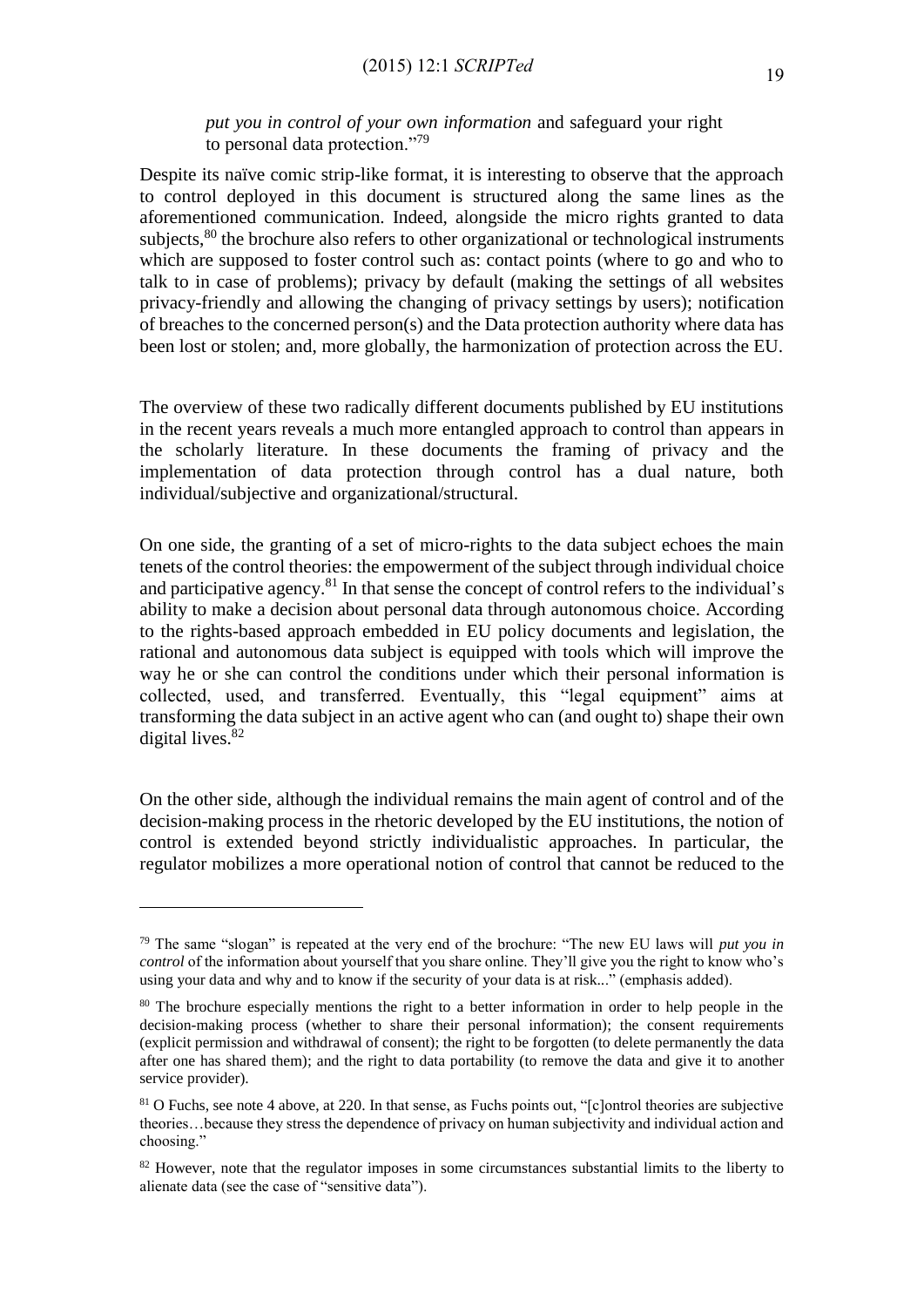*put you in control of your own information* and safeguard your right to personal data protection."[79]

Despite its naïve comic strip-like format, it is interesting to observe that the approach to control deployed in this document is structured along the same lines as the aforementioned communication. Indeed, alongside the micro rights granted to data subjects,[80] the brochure also refers to other organizational or technological instruments which are supposed to foster control such as: contact points (where to go and who to talk to in case of problems); privacy by default (making the settings of all websites privacy-friendly and allowing the changing of privacy settings by users); notification of breaches to the concerned person(s) and the Data protection authority where data has been lost or stolen; and, more globally, the harmonization of protection across the EU.

The overview of these two radically different documents published by EU institutions in the recent years reveals a much more entangled approach to control than appears in the scholarly literature. In these documents the framing of privacy and the implementation of data protection through control has a dual nature, both individual/subjective and organizational/structural.

On one side, the granting of a set of micro-rights to the data subject echoes the main tenets of the control theories: the empowerment of the subject through individual choice and participative agency.[81] In that sense the concept of control refers to the individual's ability to make a decision about personal data through autonomous choice. According to the rights-based approach embedded in EU policy documents and legislation, the rational and autonomous data subject is equipped with tools which will improve the way he or she can control the conditions under which their personal information is collected, used, and transferred. Eventually, this "legal equipment" aims at transforming the data subject in an active agent who can (and ought to) shape their own digital lives.[82]

On the other side, although the individual remains the main agent of control and of the decision-making process in the rhetoric developed by the EU institutions, the notion of control is extended beyond strictly individualistic approaches. In particular, the regulator mobilizes a more operational notion of control that cannot be reduced to the

---

[79] The same "slogan" is repeated at the very end of the brochure: "The new EU laws will *put you in control* of the information about yourself that you share online. They'll give you the right to know who's using your data and why and to know if the security of your data is at risk..." (emphasis added).

[80] The brochure especially mentions the right to a better information in order to help people in the decision-making process (whether to share their personal information); the consent requirements (explicit permission and withdrawal of consent); the right to be forgotten (to delete permanently the data after one has shared them); and the right to data portability (to remove the data and give it to another service provider).

[81] O Fuchs, see note 4 above, at 220. In that sense, as Fuchs points out, "[c]ontrol theories are subjective theories…because they stress the dependence of privacy on human subjectivity and individual action and choosing."

[82] However, note that the regulator imposes in some circumstances substantial limits to the liberty to alienate data (see the case of "sensitive data").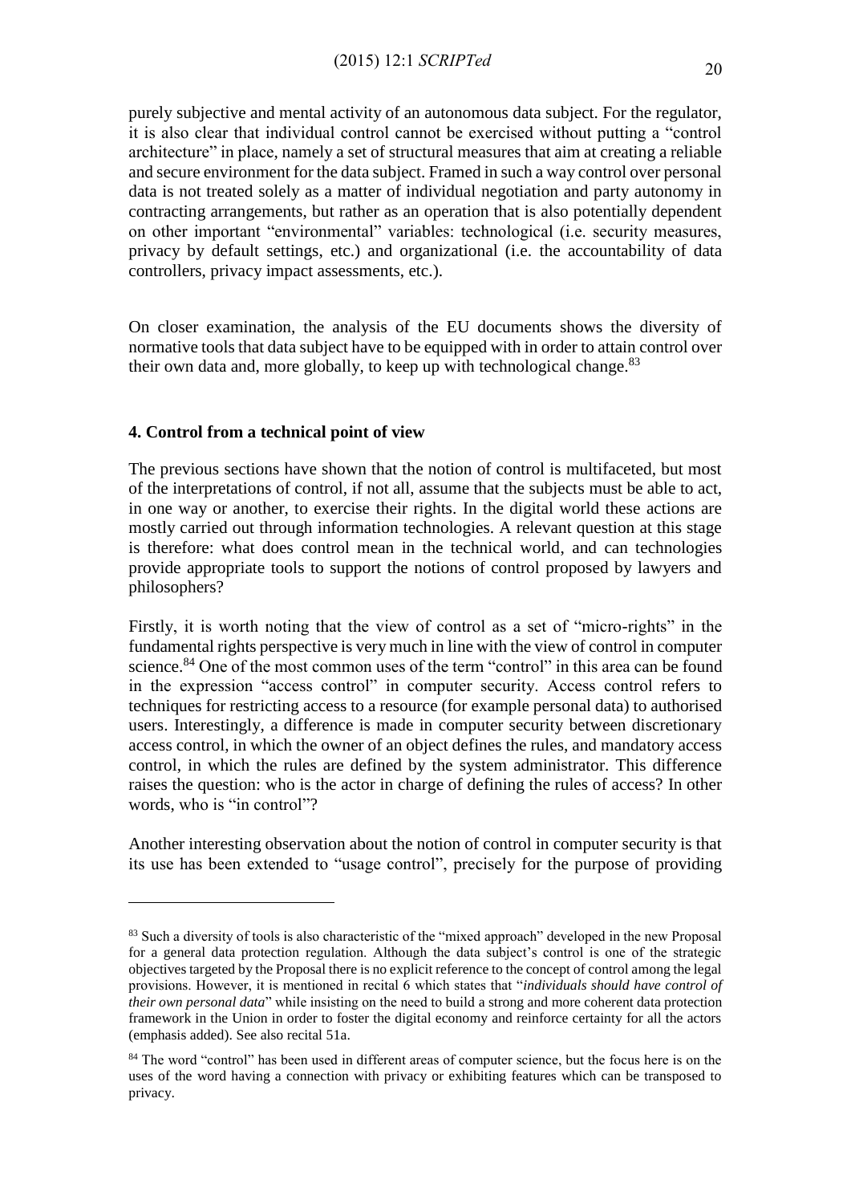purely subjective and mental activity of an autonomous data subject. For the regulator, it is also clear that individual control cannot be exercised without putting a "control architecture" in place, namely a set of structural measures that aim at creating a reliable and secure environment for the data subject. Framed in such a way control over personal data is not treated solely as a matter of individual negotiation and party autonomy in contracting arrangements, but rather as an operation that is also potentially dependent on other important "environmental" variables: technological (i.e. security measures, privacy by default settings, etc.) and organizational (i.e. the accountability of data controllers, privacy impact assessments, etc.).

On closer examination, the analysis of the EU documents shows the diversity of normative tools that data subject have to be equipped with in order to attain control over their own data and, more globally, to keep up with technological change.[83]

**4. Control from a technical point of view**

The previous sections have shown that the notion of control is multifaceted, but most of the interpretations of control, if not all, assume that the subjects must be able to act, in one way or another, to exercise their rights. In the digital world these actions are mostly carried out through information technologies. A relevant question at this stage is therefore: what does control mean in the technical world, and can technologies provide appropriate tools to support the notions of control proposed by lawyers and philosophers?

Firstly, it is worth noting that the view of control as a set of "micro-rights" in the fundamental rights perspective is very much in line with the view of control in computer science.[84] One of the most common uses of the term "control" in this area can be found in the expression "access control" in computer security. Access control refers to techniques for restricting access to a resource (for example personal data) to authorised users. Interestingly, a difference is made in computer security between discretionary access control, in which the owner of an object defines the rules, and mandatory access control, in which the rules are defined by the system administrator. This difference raises the question: who is the actor in charge of defining the rules of access? In other words, who is "in control"?

Another interesting observation about the notion of control in computer security is that its use has been extended to "usage control", precisely for the purpose of providing

---

[83] Such a diversity of tools is also characteristic of the "mixed approach" developed in the new Proposal for a general data protection regulation. Although the data subject's control is one of the strategic objectives targeted by the Proposal there is no explicit reference to the concept of control among the legal provisions. However, it is mentioned in recital 6 which states that "*individuals should have control of their own personal data*" while insisting on the need to build a strong and more coherent data protection framework in the Union in order to foster the digital economy and reinforce certainty for all the actors (emphasis added). See also recital 51a.

[84] The word "control" has been used in different areas of computer science, but the focus here is on the uses of the word having a connection with privacy or exhibiting features which can be transposed to privacy.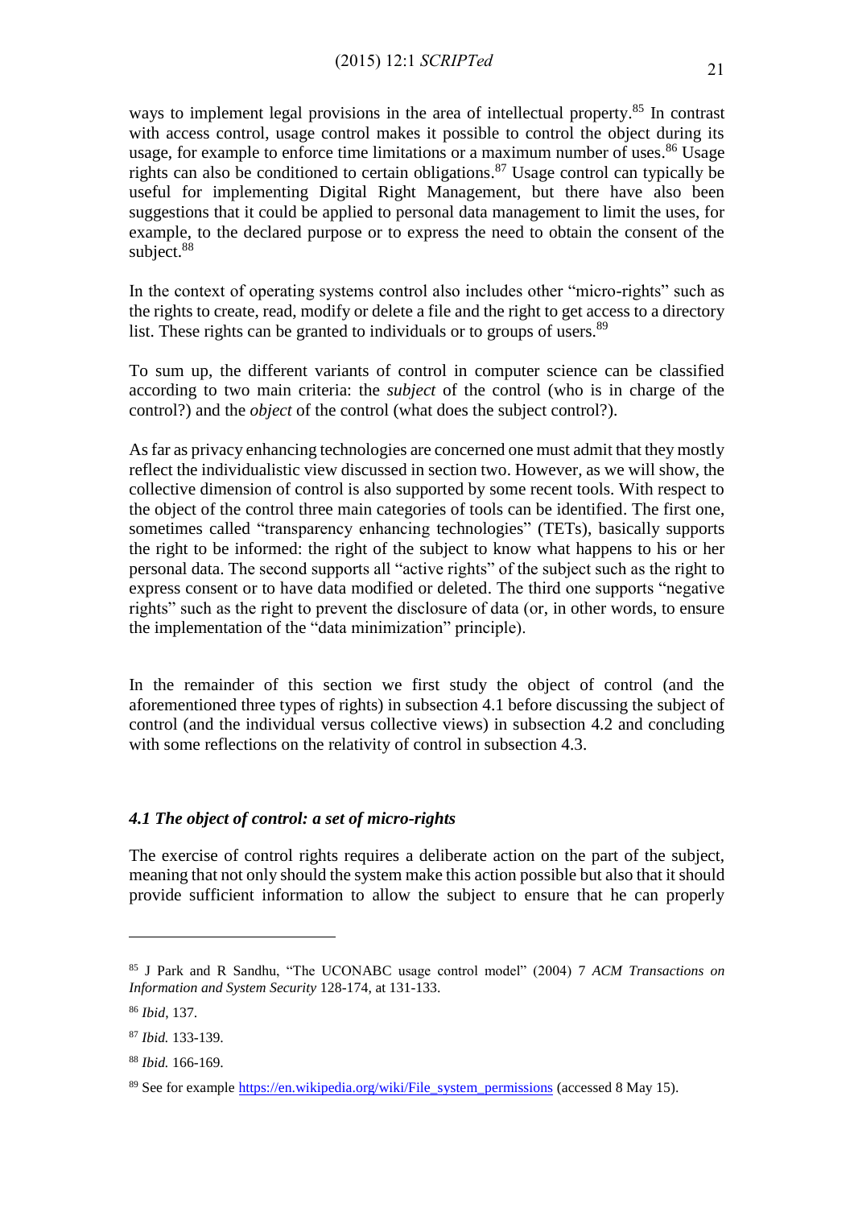ways to implement legal provisions in the area of intellectual property.[85] In contrast with access control, usage control makes it possible to control the object during its usage, for example to enforce time limitations or a maximum number of uses.[86] Usage rights can also be conditioned to certain obligations.[87] Usage control can typically be useful for implementing Digital Right Management, but there have also been suggestions that it could be applied to personal data management to limit the uses, for example, to the declared purpose or to express the need to obtain the consent of the subject.[88]

In the context of operating systems control also includes other "micro-rights" such as the rights to create, read, modify or delete a file and the right to get access to a directory list. These rights can be granted to individuals or to groups of users.[89]

To sum up, the different variants of control in computer science can be classified according to two main criteria: the *subject* of the control (who is in charge of the control?) and the *object* of the control (what does the subject control?).

As far as privacy enhancing technologies are concerned one must admit that they mostly reflect the individualistic view discussed in section two. However, as we will show, the collective dimension of control is also supported by some recent tools. With respect to the object of the control three main categories of tools can be identified. The first one, sometimes called "transparency enhancing technologies" (TETs), basically supports the right to be informed: the right of the subject to know what happens to his or her personal data. The second supports all "active rights" of the subject such as the right to express consent or to have data modified or deleted. The third one supports "negative rights" such as the right to prevent the disclosure of data (or, in other words, to ensure the implementation of the "data minimization" principle).

In the remainder of this section we first study the object of control (and the aforementioned three types of rights) in subsection 4.1 before discussing the subject of control (and the individual versus collective views) in subsection 4.2 and concluding with some reflections on the relativity of control in subsection 4.3.

### *4.1 The object of control: a set of micro-rights*

The exercise of control rights requires a deliberate action on the part of the subject, meaning that not only should the system make this action possible but also that it should provide sufficient information to allow the subject to ensure that he can properly

---

[85] J Park and R Sandhu, "The UCONABC usage control model" (2004) 7 *ACM Transactions on Information and System Security* 128-174, at 131-133.

[86] *Ibid*, 137.

[87] *Ibid.* 133-139.

[88] *Ibid.* 166-169.

[89] See for example https://en.wikipedia.org/wiki/File_system_permissions (accessed 8 May 15).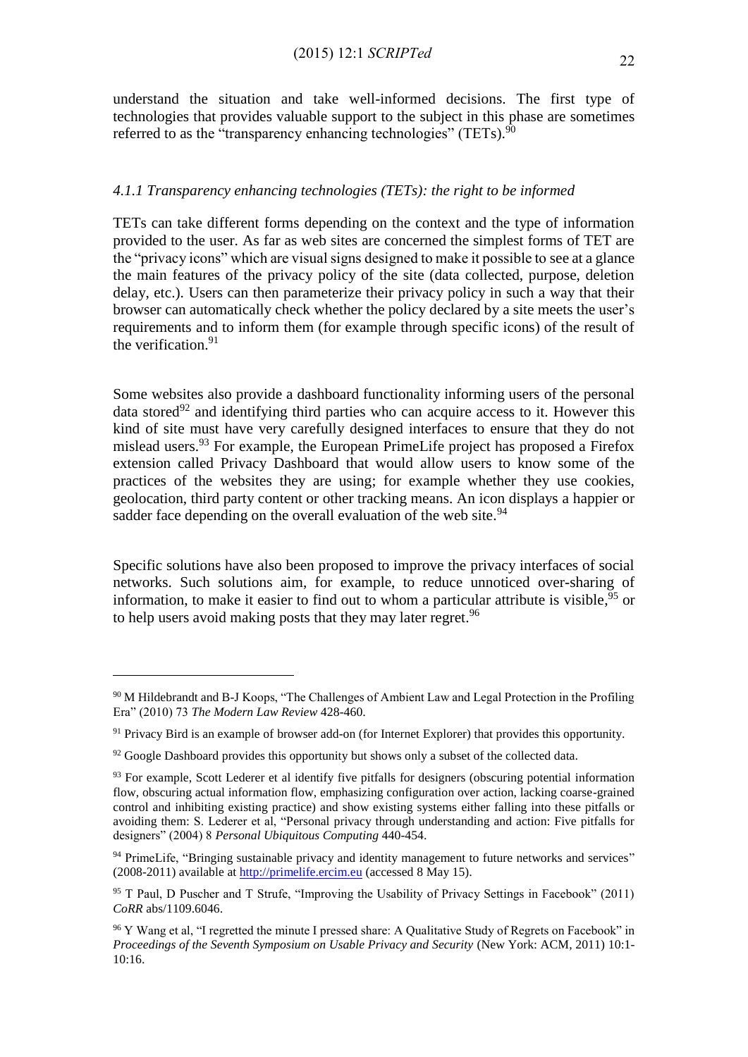understand the situation and take well-informed decisions. The first type of technologies that provides valuable support to the subject in this phase are sometimes referred to as the "transparency enhancing technologies" (TETs).[90]

#### *4.1.1 Transparency enhancing technologies (TETs): the right to be informed*

TETs can take different forms depending on the context and the type of information provided to the user. As far as web sites are concerned the simplest forms of TET are the "privacy icons" which are visual signs designed to make it possible to see at a glance the main features of the privacy policy of the site (data collected, purpose, deletion delay, etc.). Users can then parameterize their privacy policy in such a way that their browser can automatically check whether the policy declared by a site meets the user's requirements and to inform them (for example through specific icons) of the result of the verification.[91]

Some websites also provide a dashboard functionality informing users of the personal data stored[92] and identifying third parties who can acquire access to it. However this kind of site must have very carefully designed interfaces to ensure that they do not mislead users.[93] For example, the European PrimeLife project has proposed a Firefox extension called Privacy Dashboard that would allow users to know some of the practices of the websites they are using; for example whether they use cookies, geolocation, third party content or other tracking means. An icon displays a happier or sadder face depending on the overall evaluation of the web site.[94]

Specific solutions have also been proposed to improve the privacy interfaces of social networks. Such solutions aim, for example, to reduce unnoticed over-sharing of information, to make it easier to find out to whom a particular attribute is visible,[95] or to help users avoid making posts that they may later regret.[96]

---

[90] M Hildebrandt and B-J Koops, "The Challenges of Ambient Law and Legal Protection in the Profiling Era" (2010) 73 *The Modern Law Review* 428-460.

[91] Privacy Bird is an example of browser add-on (for Internet Explorer) that provides this opportunity.

[92] Google Dashboard provides this opportunity but shows only a subset of the collected data.

[93] For example, Scott Lederer et al identify five pitfalls for designers (obscuring potential information flow, obscuring actual information flow, emphasizing configuration over action, lacking coarse-grained control and inhibiting existing practice) and show existing systems either falling into these pitfalls or avoiding them: S. Lederer et al, "Personal privacy through understanding and action: Five pitfalls for designers" (2004) 8 *Personal Ubiquitous Computing* 440-454.

[94] PrimeLife, "Bringing sustainable privacy and identity management to future networks and services" (2008-2011) available at http://primelife.ercim.eu (accessed 8 May 15).

[95] T Paul, D Puscher and T Strufe, "Improving the Usability of Privacy Settings in Facebook" (2011) *CoRR* abs/1109.6046.

[96] Y Wang et al, "I regretted the minute I pressed share: A Qualitative Study of Regrets on Facebook" in *Proceedings of the Seventh Symposium on Usable Privacy and Security* (New York: ACM, 2011) 10:1-10:16.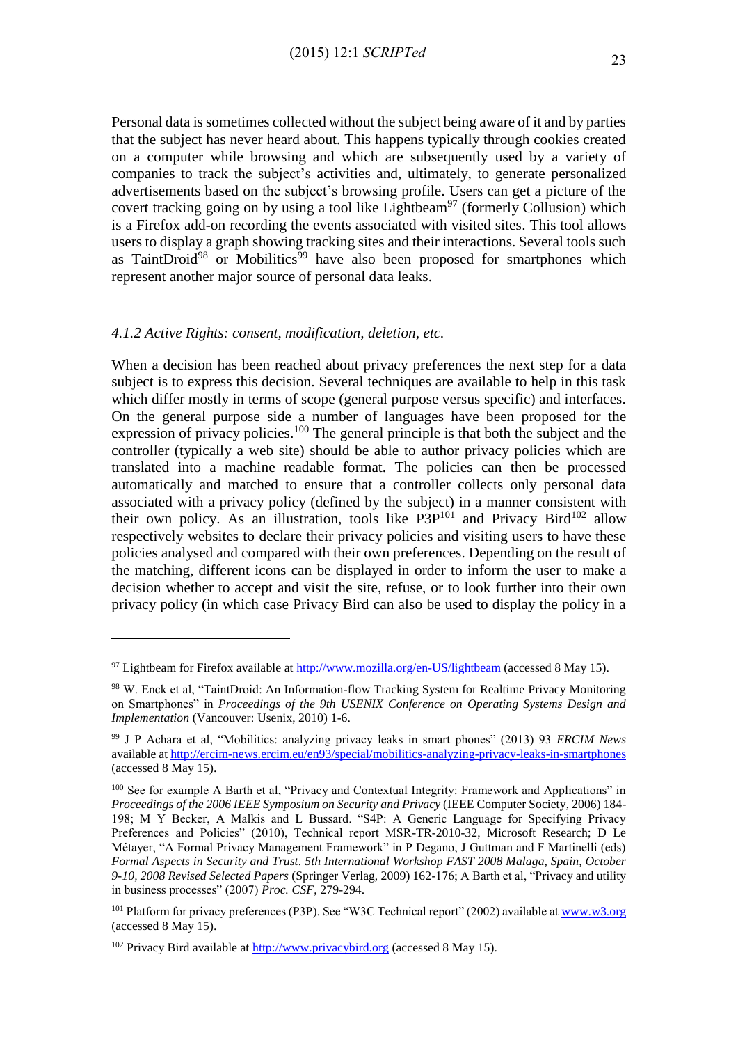Personal data is sometimes collected without the subject being aware of it and by parties that the subject has never heard about. This happens typically through cookies created on a computer while browsing and which are subsequently used by a variety of companies to track the subject's activities and, ultimately, to generate personalized advertisements based on the subject's browsing profile. Users can get a picture of the covert tracking going on by using a tool like Lightbeam[97] (formerly Collusion) which is a Firefox add-on recording the events associated with visited sites. This tool allows users to display a graph showing tracking sites and their interactions. Several tools such as TaintDroid[98] or Mobilitics[99] have also been proposed for smartphones which represent another major source of personal data leaks.

#### *4.1.2 Active Rights: consent, modification, deletion, etc.*

When a decision has been reached about privacy preferences the next step for a data subject is to express this decision. Several techniques are available to help in this task which differ mostly in terms of scope (general purpose versus specific) and interfaces. On the general purpose side a number of languages have been proposed for the expression of privacy policies.[100] The general principle is that both the subject and the controller (typically a web site) should be able to author privacy policies which are translated into a machine readable format. The policies can then be processed automatically and matched to ensure that a controller collects only personal data associated with a privacy policy (defined by the subject) in a manner consistent with their own policy. As an illustration, tools like P3P[101] and Privacy Bird[102] allow respectively websites to declare their privacy policies and visiting users to have these policies analysed and compared with their own preferences. Depending on the result of the matching, different icons can be displayed in order to inform the user to make a decision whether to accept and visit the site, refuse, or to look further into their own privacy policy (in which case Privacy Bird can also be used to display the policy in a

---

[97] Lightbeam for Firefox available at http://www.mozilla.org/en-US/lightbeam (accessed 8 May 15).

[98] W. Enck et al, "TaintDroid: An Information-flow Tracking System for Realtime Privacy Monitoring on Smartphones" in *Proceedings of the 9th USENIX Conference on Operating Systems Design and Implementation* (Vancouver: Usenix, 2010) 1-6.

[99] J P Achara et al, "Mobilitics: analyzing privacy leaks in smart phones" (2013) 93 *ERCIM News* available at http://ercim-news.ercim.eu/en93/special/mobilitics-analyzing-privacy-leaks-in-smartphones (accessed 8 May 15).

[100] See for example A Barth et al, "Privacy and Contextual Integrity: Framework and Applications" in *Proceedings of the 2006 IEEE Symposium on Security and Privacy* (IEEE Computer Society, 2006) 184-198; M Y Becker, A Malkis and L Bussard. "S4P: A Generic Language for Specifying Privacy Preferences and Policies" (2010), Technical report MSR-TR-2010-32, Microsoft Research; D Le Métayer, "A Formal Privacy Management Framework" in P Degano, J Guttman and F Martinelli (eds) *Formal Aspects in Security and Trust. 5th International Workshop FAST 2008 Malaga, Spain, October 9-10, 2008 Revised Selected Papers* (Springer Verlag, 2009) 162-176; A Barth et al, "Privacy and utility in business processes" (2007) *Proc. CSF*, 279-294.

[101] Platform for privacy preferences (P3P). See "W3C Technical report" (2002) available at www.w3.org (accessed 8 May 15).

[102] Privacy Bird available at http://www.privacybird.org (accessed 8 May 15).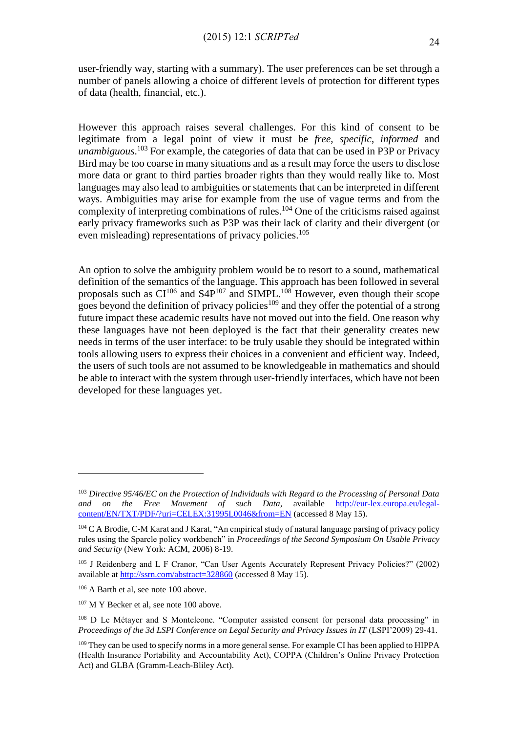user-friendly way, starting with a summary). The user preferences can be set through a number of panels allowing a choice of different levels of protection for different types of data (health, financial, etc.).

However this approach raises several challenges. For this kind of consent to be legitimate from a legal point of view it must be *free*, *specific*, *informed* and *unambiguous*.[103] For example, the categories of data that can be used in P3P or Privacy Bird may be too coarse in many situations and as a result may force the users to disclose more data or grant to third parties broader rights than they would really like to. Most languages may also lead to ambiguities or statements that can be interpreted in different ways. Ambiguities may arise for example from the use of vague terms and from the complexity of interpreting combinations of rules.[104] One of the criticisms raised against early privacy frameworks such as P3P was their lack of clarity and their divergent (or even misleading) representations of privacy policies.[105]

An option to solve the ambiguity problem would be to resort to a sound, mathematical definition of the semantics of the language. This approach has been followed in several proposals such as CI[106] and S4P[107] and SIMPL.[108] However, even though their scope goes beyond the definition of privacy policies[109] and they offer the potential of a strong future impact these academic results have not moved out into the field. One reason why these languages have not been deployed is the fact that their generality creates new needs in terms of the user interface: to be truly usable they should be integrated within tools allowing users to express their choices in a convenient and efficient way. Indeed, the users of such tools are not assumed to be knowledgeable in mathematics and should be able to interact with the system through user-friendly interfaces, which have not been developed for these languages yet.

---

[103] *Directive 95/46/EC on the Protection of Individuals with Regard to the Processing of Personal Data and on the Free Movement of such Data*, available http://eur-lex.europa.eu/legal-content/EN/TXT/PDF/?uri=CELEX:31995L0046&from=EN (accessed 8 May 15).

[104] C A Brodie, C-M Karat and J Karat, "An empirical study of natural language parsing of privacy policy rules using the Sparcle policy workbench" in *Proceedings of the Second Symposium On Usable Privacy and Security* (New York: ACM, 2006) 8-19.

[105] J Reidenberg and L F Cranor, "Can User Agents Accurately Represent Privacy Policies?" (2002) available at http://ssrn.com/abstract=328860 (accessed 8 May 15).

[106] A Barth et al, see note 100 above.

[107] M Y Becker et al, see note 100 above.

[108] D Le Métayer and S Monteleone. "Computer assisted consent for personal data processing" in *Proceedings of the 3d LSPI Conference on Legal Security and Privacy Issues in IT* (LSPI'2009) 29-41.

[109] They can be used to specify norms in a more general sense. For example CI has been applied to HIPPA (Health Insurance Portability and Accountability Act), COPPA (Children's Online Privacy Protection Act) and GLBA (Gramm-Leach-Bliley Act).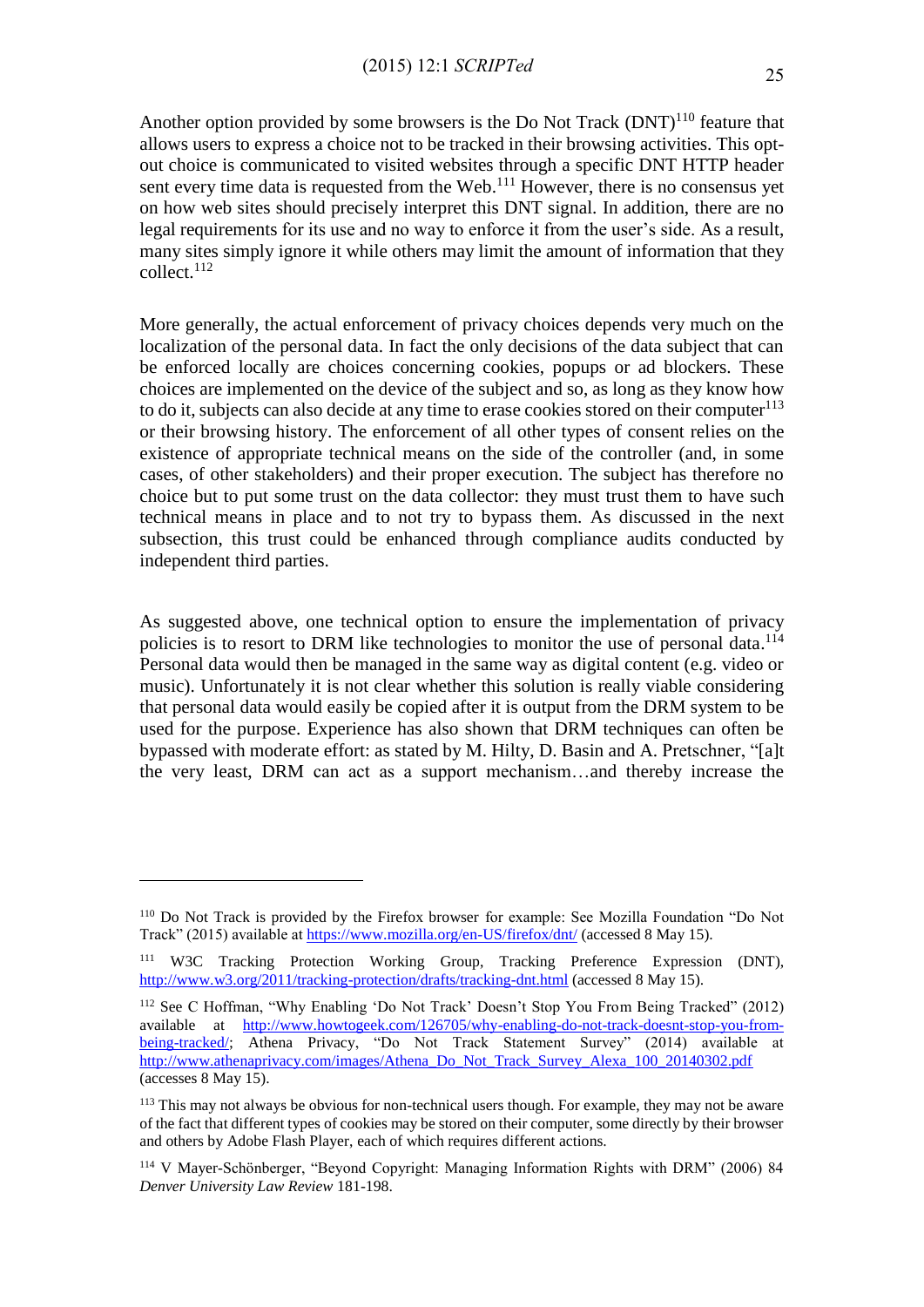Another option provided by some browsers is the Do Not Track (DNT)[110] feature that allows users to express a choice not to be tracked in their browsing activities. This opt-out choice is communicated to visited websites through a specific DNT HTTP header sent every time data is requested from the Web.[111] However, there is no consensus yet on how web sites should precisely interpret this DNT signal. In addition, there are no legal requirements for its use and no way to enforce it from the user's side. As a result, many sites simply ignore it while others may limit the amount of information that they collect.[112]

More generally, the actual enforcement of privacy choices depends very much on the localization of the personal data. In fact the only decisions of the data subject that can be enforced locally are choices concerning cookies, popups or ad blockers. These choices are implemented on the device of the subject and so, as long as they know how to do it, subjects can also decide at any time to erase cookies stored on their computer[113] or their browsing history. The enforcement of all other types of consent relies on the existence of appropriate technical means on the side of the controller (and, in some cases, of other stakeholders) and their proper execution. The subject has therefore no choice but to put some trust on the data collector: they must trust them to have such technical means in place and to not try to bypass them. As discussed in the next subsection, this trust could be enhanced through compliance audits conducted by independent third parties.

As suggested above, one technical option to ensure the implementation of privacy policies is to resort to DRM like technologies to monitor the use of personal data.[114] Personal data would then be managed in the same way as digital content (e.g. video or music). Unfortunately it is not clear whether this solution is really viable considering that personal data would easily be copied after it is output from the DRM system to be used for the purpose. Experience has also shown that DRM techniques can often be bypassed with moderate effort: as stated by M. Hilty, D. Basin and A. Pretschner, "[a]t the very least, DRM can act as a support mechanism…and thereby increase the

---

[110] Do Not Track is provided by the Firefox browser for example: See Mozilla Foundation "Do Not Track" (2015) available at https://www.mozilla.org/en-US/firefox/dnt/ (accessed 8 May 15).

[111] W3C Tracking Protection Working Group, Tracking Preference Expression (DNT), http://www.w3.org/2011/tracking-protection/drafts/tracking-dnt.html (accessed 8 May 15).

[112] See C Hoffman, "Why Enabling 'Do Not Track' Doesn't Stop You From Being Tracked" (2012) available at http://www.howtogeek.com/126705/why-enabling-do-not-track-doesnt-stop-you-from-being-tracked/; Athena Privacy, "Do Not Track Statement Survey" (2014) available at http://www.athenaprivacy.com/images/Athena_Do_Not_Track_Survey_Alexa_100_20140302.pdf (accesses 8 May 15).

[113] This may not always be obvious for non-technical users though. For example, they may not be aware of the fact that different types of cookies may be stored on their computer, some directly by their browser and others by Adobe Flash Player, each of which requires different actions.

[114] V Mayer-Schönberger, "Beyond Copyright: Managing Information Rights with DRM" (2006) 84 *Denver University Law Review* 181-198.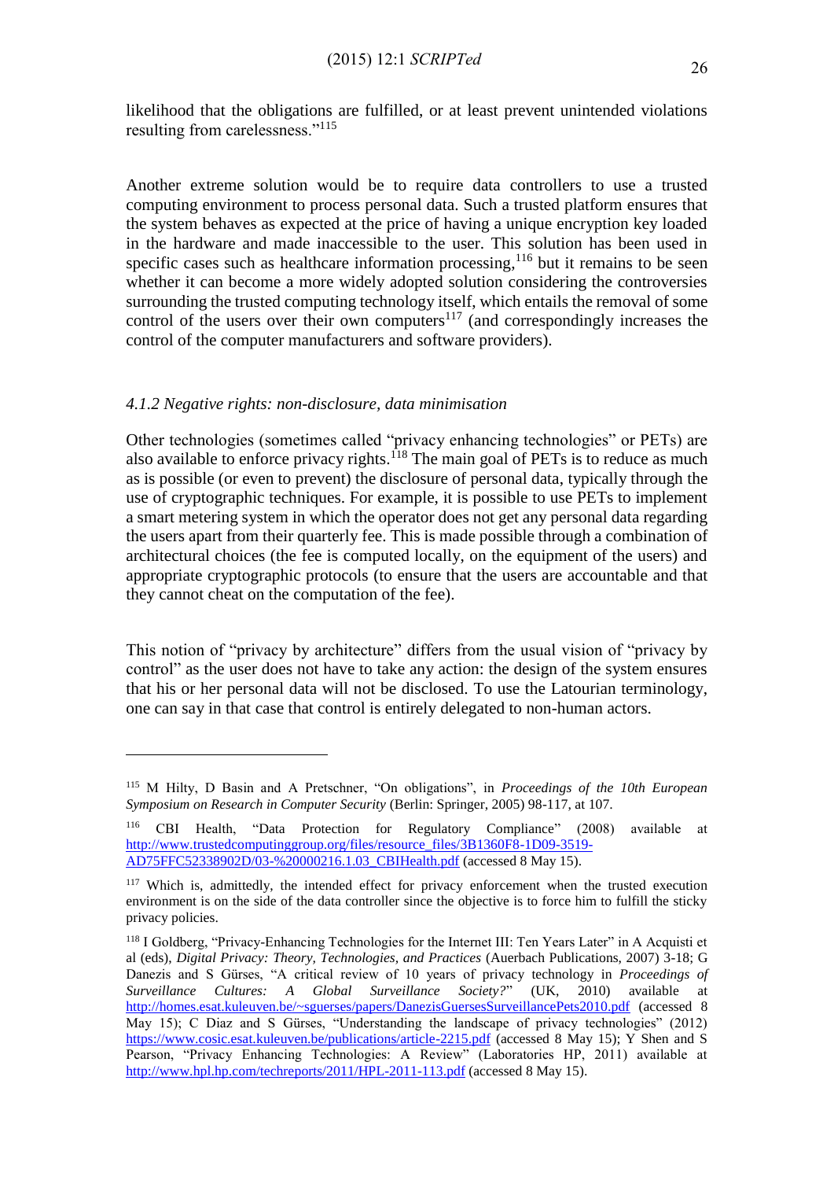likelihood that the obligations are fulfilled, or at least prevent unintended violations resulting from carelessness."[115]

Another extreme solution would be to require data controllers to use a trusted computing environment to process personal data. Such a trusted platform ensures that the system behaves as expected at the price of having a unique encryption key loaded in the hardware and made inaccessible to the user. This solution has been used in specific cases such as healthcare information processing,[116] but it remains to be seen whether it can become a more widely adopted solution considering the controversies surrounding the trusted computing technology itself, which entails the removal of some control of the users over their own computers[117] (and correspondingly increases the control of the computer manufacturers and software providers).

### *4.1.2 Negative rights: non-disclosure, data minimisation*

Other technologies (sometimes called "privacy enhancing technologies" or PETs) are also available to enforce privacy rights.[118] The main goal of PETs is to reduce as much as is possible (or even to prevent) the disclosure of personal data, typically through the use of cryptographic techniques. For example, it is possible to use PETs to implement a smart metering system in which the operator does not get any personal data regarding the users apart from their quarterly fee. This is made possible through a combination of architectural choices (the fee is computed locally, on the equipment of the users) and appropriate cryptographic protocols (to ensure that the users are accountable and that they cannot cheat on the computation of the fee).

This notion of "privacy by architecture" differs from the usual vision of "privacy by control" as the user does not have to take any action: the design of the system ensures that his or her personal data will not be disclosed. To use the Latourian terminology, one can say in that case that control is entirely delegated to non-human actors.

---

[115] M Hilty, D Basin and A Pretschner, "On obligations", in *Proceedings of the 10th European Symposium on Research in Computer Security* (Berlin: Springer, 2005) 98-117, at 107.

[116] CBI Health, "Data Protection for Regulatory Compliance" (2008) available at http://www.trustedcomputinggroup.org/files/resource_files/3B1360F8-1D09-3519-AD75FFC52338902D/03-%20000216.1.03_CBIHealth.pdf (accessed 8 May 15).

[117] Which is, admittedly, the intended effect for privacy enforcement when the trusted execution environment is on the side of the data controller since the objective is to force him to fulfill the sticky privacy policies.

[118] I Goldberg, "Privacy-Enhancing Technologies for the Internet III: Ten Years Later" in A Acquisti et al (eds), *Digital Privacy: Theory, Technologies, and Practices* (Auerbach Publications, 2007) 3-18; G Danezis and S Gürses, "A critical review of 10 years of privacy technology in *Proceedings of Surveillance Cultures: A Global Surveillance Society?*" (UK, 2010) available at http://homes.esat.kuleuven.be/~sguerses/papers/DanezisGuersesSurveillancePets2010.pdf (accessed 8 May 15); C Diaz and S Gürses, "Understanding the landscape of privacy technologies" (2012) https://www.cosic.esat.kuleuven.be/publications/article-2215.pdf (accessed 8 May 15); Y Shen and S Pearson, "Privacy Enhancing Technologies: A Review" (Laboratories HP, 2011) available at http://www.hpl.hp.com/techreports/2011/HPL-2011-113.pdf (accessed 8 May 15).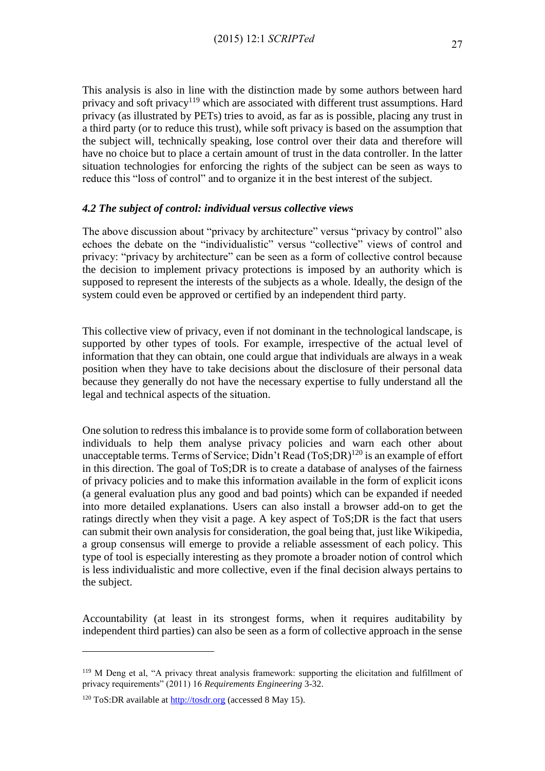This analysis is also in line with the distinction made by some authors between hard privacy and soft privacy[119] which are associated with different trust assumptions. Hard privacy (as illustrated by PETs) tries to avoid, as far as is possible, placing any trust in a third party (or to reduce this trust), while soft privacy is based on the assumption that the subject will, technically speaking, lose control over their data and therefore will have no choice but to place a certain amount of trust in the data controller. In the latter situation technologies for enforcing the rights of the subject can be seen as ways to reduce this "loss of control" and to organize it in the best interest of the subject.

### *4.2 The subject of control: individual versus collective views*

The above discussion about "privacy by architecture" versus "privacy by control" also echoes the debate on the "individualistic" versus "collective" views of control and privacy: "privacy by architecture" can be seen as a form of collective control because the decision to implement privacy protections is imposed by an authority which is supposed to represent the interests of the subjects as a whole. Ideally, the design of the system could even be approved or certified by an independent third party.

This collective view of privacy, even if not dominant in the technological landscape, is supported by other types of tools. For example, irrespective of the actual level of information that they can obtain, one could argue that individuals are always in a weak position when they have to take decisions about the disclosure of their personal data because they generally do not have the necessary expertise to fully understand all the legal and technical aspects of the situation.

One solution to redress this imbalance is to provide some form of collaboration between individuals to help them analyse privacy policies and warn each other about unacceptable terms. Terms of Service; Didn't Read (ToS;DR)[120] is an example of effort in this direction. The goal of ToS;DR is to create a database of analyses of the fairness of privacy policies and to make this information available in the form of explicit icons (a general evaluation plus any good and bad points) which can be expanded if needed into more detailed explanations. Users can also install a browser add-on to get the ratings directly when they visit a page. A key aspect of ToS;DR is the fact that users can submit their own analysis for consideration, the goal being that, just like Wikipedia, a group consensus will emerge to provide a reliable assessment of each policy. This type of tool is especially interesting as they promote a broader notion of control which is less individualistic and more collective, even if the final decision always pertains to the subject.

Accountability (at least in its strongest forms, when it requires auditability by independent third parties) can also be seen as a form of collective approach in the sense

---

[119] M Deng et al, "A privacy threat analysis framework: supporting the elicitation and fulfillment of privacy requirements" (2011) 16 *Requirements Engineering* 3-32.

[120] ToS:DR available at http://tosdr.org (accessed 8 May 15).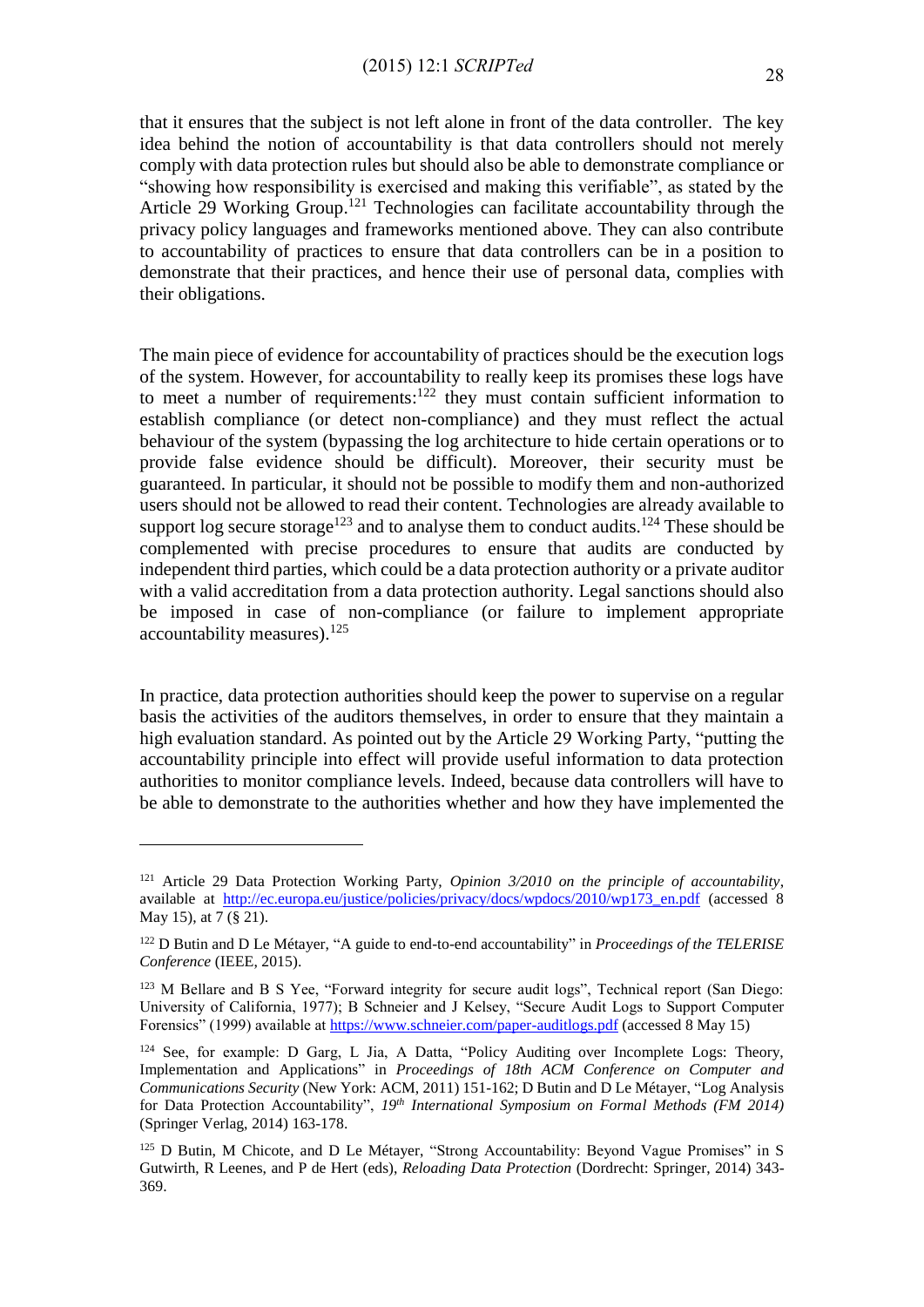that it ensures that the subject is not left alone in front of the data controller. The key idea behind the notion of accountability is that data controllers should not merely comply with data protection rules but should also be able to demonstrate compliance or "showing how responsibility is exercised and making this verifiable", as stated by the Article 29 Working Group.[121] Technologies can facilitate accountability through the privacy policy languages and frameworks mentioned above. They can also contribute to accountability of practices to ensure that data controllers can be in a position to demonstrate that their practices, and hence their use of personal data, complies with their obligations.

The main piece of evidence for accountability of practices should be the execution logs of the system. However, for accountability to really keep its promises these logs have to meet a number of requirements:[122] they must contain sufficient information to establish compliance (or detect non-compliance) and they must reflect the actual behaviour of the system (bypassing the log architecture to hide certain operations or to provide false evidence should be difficult). Moreover, their security must be guaranteed. In particular, it should not be possible to modify them and non-authorized users should not be allowed to read their content. Technologies are already available to support log secure storage[123] and to analyse them to conduct audits.[124] These should be complemented with precise procedures to ensure that audits are conducted by independent third parties, which could be a data protection authority or a private auditor with a valid accreditation from a data protection authority. Legal sanctions should also be imposed in case of non-compliance (or failure to implement appropriate accountability measures).[125]

In practice, data protection authorities should keep the power to supervise on a regular basis the activities of the auditors themselves, in order to ensure that they maintain a high evaluation standard. As pointed out by the Article 29 Working Party, "putting the accountability principle into effect will provide useful information to data protection authorities to monitor compliance levels. Indeed, because data controllers will have to be able to demonstrate to the authorities whether and how they have implemented the

---

[121] Article 29 Data Protection Working Party, *Opinion 3/2010 on the principle of accountability*, available at http://ec.europa.eu/justice/policies/privacy/docs/wpdocs/2010/wp173_en.pdf (accessed 8 May 15), at 7 (§ 21).

[122] D Butin and D Le Métayer, "A guide to end-to-end accountability" in *Proceedings of the TELERISE Conference* (IEEE, 2015).

[123] M Bellare and B S Yee, "Forward integrity for secure audit logs", Technical report (San Diego: University of California, 1977); B Schneier and J Kelsey, "Secure Audit Logs to Support Computer Forensics" (1999) available at https://www.schneier.com/paper-auditlogs.pdf (accessed 8 May 15)

[124] See, for example: D Garg, L Jia, A Datta, "Policy Auditing over Incomplete Logs: Theory, Implementation and Applications" in *Proceedings of 18th ACM Conference on Computer and Communications Security* (New York: ACM, 2011) 151-162; D Butin and D Le Métayer, "Log Analysis for Data Protection Accountability", *19th International Symposium on Formal Methods (FM 2014)* (Springer Verlag, 2014) 163-178.

[125] D Butin, M Chicote, and D Le Métayer, "Strong Accountability: Beyond Vague Promises" in S Gutwirth, R Leenes, and P de Hert (eds), *Reloading Data Protection* (Dordrecht: Springer, 2014) 343-369.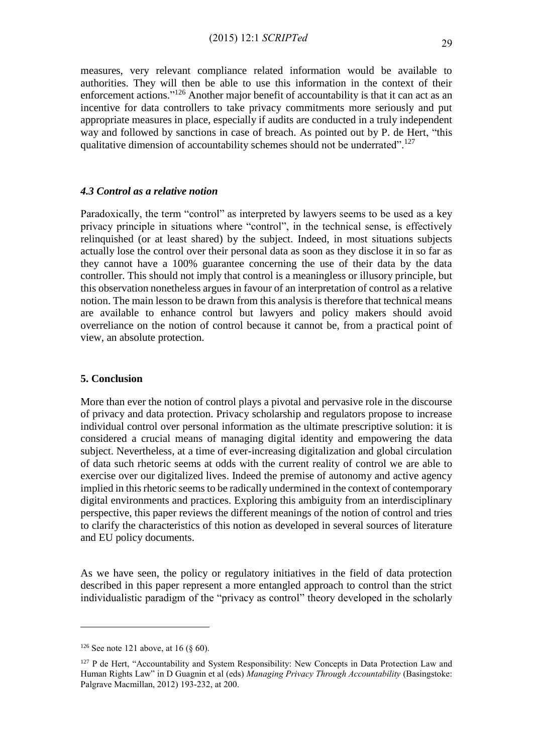measures, very relevant compliance related information would be available to authorities. They will then be able to use this information in the context of their enforcement actions."[126] Another major benefit of accountability is that it can act as an incentive for data controllers to take privacy commitments more seriously and put appropriate measures in place, especially if audits are conducted in a truly independent way and followed by sanctions in case of breach. As pointed out by P. de Hert, "this qualitative dimension of accountability schemes should not be underrated".[127]

### *4.3 Control as a relative notion*

Paradoxically, the term "control" as interpreted by lawyers seems to be used as a key privacy principle in situations where "control", in the technical sense, is effectively relinquished (or at least shared) by the subject. Indeed, in most situations subjects actually lose the control over their personal data as soon as they disclose it in so far as they cannot have a 100% guarantee concerning the use of their data by the data controller. This should not imply that control is a meaningless or illusory principle, but this observation nonetheless argues in favour of an interpretation of control as a relative notion. The main lesson to be drawn from this analysis is therefore that technical means are available to enhance control but lawyers and policy makers should avoid overreliance on the notion of control because it cannot be, from a practical point of view, an absolute protection.

## 5. Conclusion

More than ever the notion of control plays a pivotal and pervasive role in the discourse of privacy and data protection. Privacy scholarship and regulators propose to increase individual control over personal information as the ultimate prescriptive solution: it is considered a crucial means of managing digital identity and empowering the data subject. Nevertheless, at a time of ever-increasing digitalization and global circulation of data such rhetoric seems at odds with the current reality of control we are able to exercise over our digitalized lives. Indeed the premise of autonomy and active agency implied in this rhetoric seems to be radically undermined in the context of contemporary digital environments and practices. Exploring this ambiguity from an interdisciplinary perspective, this paper reviews the different meanings of the notion of control and tries to clarify the characteristics of this notion as developed in several sources of literature and EU policy documents.

As we have seen, the policy or regulatory initiatives in the field of data protection described in this paper represent a more entangled approach to control than the strict individualistic paradigm of the "privacy as control" theory developed in the scholarly

---

[126] See note 121 above, at 16 (§ 60).

[127] P de Hert, "Accountability and System Responsibility: New Concepts in Data Protection Law and Human Rights Law" in D Guagnin et al (eds) *Managing Privacy Through Accountability* (Basingstoke: Palgrave Macmillan, 2012) 193-232, at 200.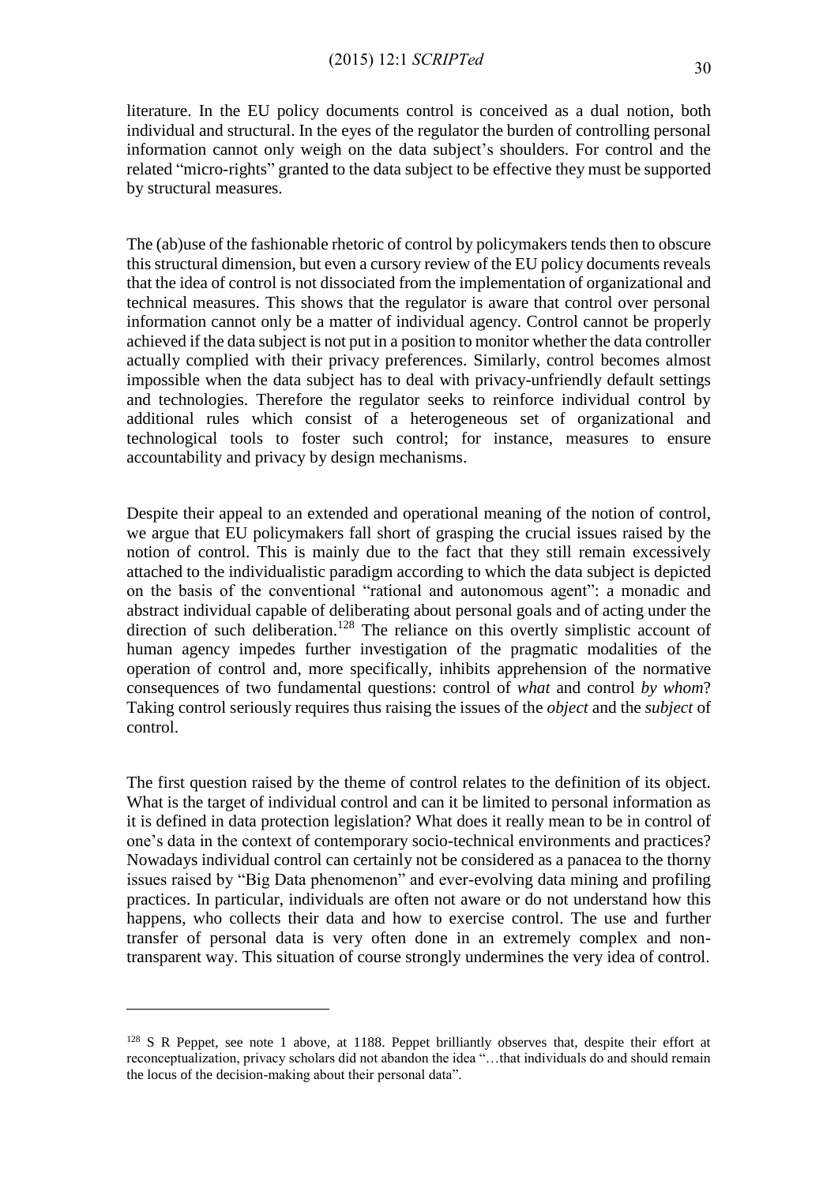literature. In the EU policy documents control is conceived as a dual notion, both individual and structural. In the eyes of the regulator the burden of controlling personal information cannot only weigh on the data subject's shoulders. For control and the related "micro-rights" granted to the data subject to be effective they must be supported by structural measures.

The (ab)use of the fashionable rhetoric of control by policymakers tends then to obscure this structural dimension, but even a cursory review of the EU policy documents reveals that the idea of control is not dissociated from the implementation of organizational and technical measures. This shows that the regulator is aware that control over personal information cannot only be a matter of individual agency. Control cannot be properly achieved if the data subject is not put in a position to monitor whether the data controller actually complied with their privacy preferences. Similarly, control becomes almost impossible when the data subject has to deal with privacy-unfriendly default settings and technologies. Therefore the regulator seeks to reinforce individual control by additional rules which consist of a heterogeneous set of organizational and technological tools to foster such control; for instance, measures to ensure accountability and privacy by design mechanisms.

Despite their appeal to an extended and operational meaning of the notion of control, we argue that EU policymakers fall short of grasping the crucial issues raised by the notion of control. This is mainly due to the fact that they still remain excessively attached to the individualistic paradigm according to which the data subject is depicted on the basis of the conventional "rational and autonomous agent": a monadic and abstract individual capable of deliberating about personal goals and of acting under the direction of such deliberation.[128] The reliance on this overtly simplistic account of human agency impedes further investigation of the pragmatic modalities of the operation of control and, more specifically, inhibits apprehension of the normative consequences of two fundamental questions: control of *what* and control *by whom*? Taking control seriously requires thus raising the issues of the *object* and the *subject* of control.

The first question raised by the theme of control relates to the definition of its object. What is the target of individual control and can it be limited to personal information as it is defined in data protection legislation? What does it really mean to be in control of one's data in the context of contemporary socio-technical environments and practices? Nowadays individual control can certainly not be considered as a panacea to the thorny issues raised by "Big Data phenomenon" and ever-evolving data mining and profiling practices. In particular, individuals are often not aware or do not understand how this happens, who collects their data and how to exercise control. The use and further transfer of personal data is very often done in an extremely complex and non-transparent way. This situation of course strongly undermines the very idea of control.

---

[128] S R Peppet, see note 1 above, at 1188. Peppet brilliantly observes that, despite their effort at reconceptualization, privacy scholars did not abandon the idea "…that individuals do and should remain the locus of the decision-making about their personal data".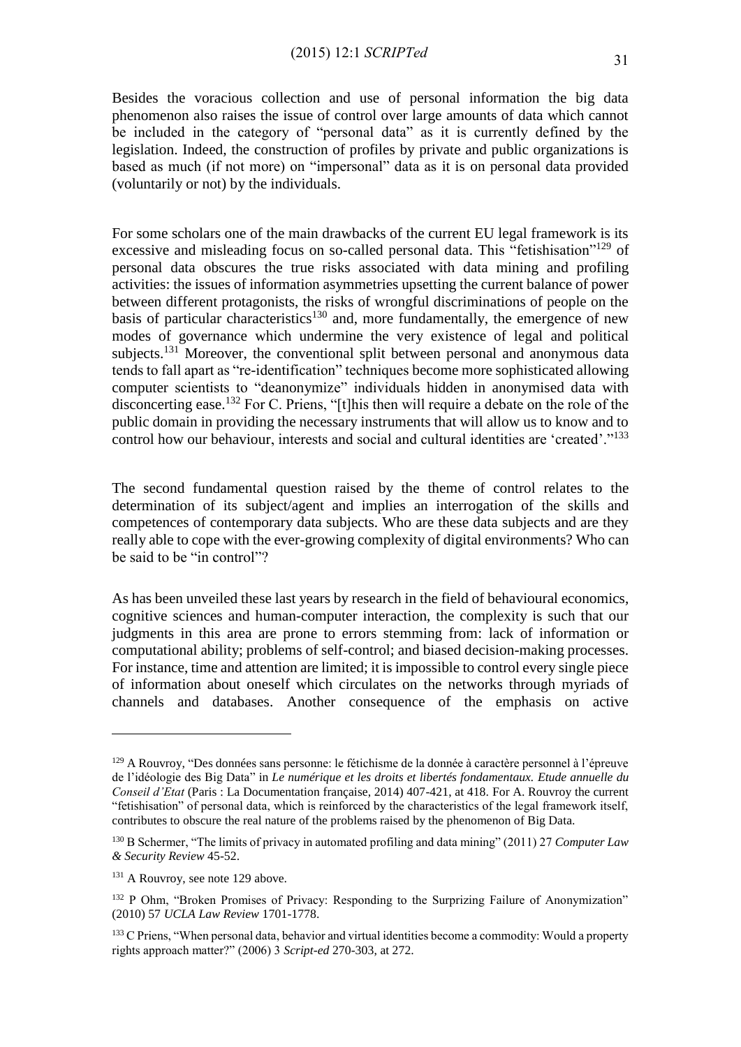Besides the voracious collection and use of personal information the big data phenomenon also raises the issue of control over large amounts of data which cannot be included in the category of "personal data" as it is currently defined by the legislation. Indeed, the construction of profiles by private and public organizations is based as much (if not more) on "impersonal" data as it is on personal data provided (voluntarily or not) by the individuals.

For some scholars one of the main drawbacks of the current EU legal framework is its excessive and misleading focus on so-called personal data. This "fetishisation"[129] of personal data obscures the true risks associated with data mining and profiling activities: the issues of information asymmetries upsetting the current balance of power between different protagonists, the risks of wrongful discriminations of people on the basis of particular characteristics[130] and, more fundamentally, the emergence of new modes of governance which undermine the very existence of legal and political subjects.[131] Moreover, the conventional split between personal and anonymous data tends to fall apart as "re-identification" techniques become more sophisticated allowing computer scientists to "deanonymize" individuals hidden in anonymised data with disconcerting ease.[132] For C. Priens, "[t]his then will require a debate on the role of the public domain in providing the necessary instruments that will allow us to know and to control how our behaviour, interests and social and cultural identities are 'created'."[133]

The second fundamental question raised by the theme of control relates to the determination of its subject/agent and implies an interrogation of the skills and competences of contemporary data subjects. Who are these data subjects and are they really able to cope with the ever-growing complexity of digital environments? Who can be said to be "in control"?

As has been unveiled these last years by research in the field of behavioural economics, cognitive sciences and human-computer interaction, the complexity is such that our judgments in this area are prone to errors stemming from: lack of information or computational ability; problems of self-control; and biased decision-making processes. For instance, time and attention are limited; it is impossible to control every single piece of information about oneself which circulates on the networks through myriads of channels and databases. Another consequence of the emphasis on active

---

[129] A Rouvroy, "Des données sans personne: le fétichisme de la donnée à caractère personnel à l'épreuve de l'idéologie des Big Data" in *Le numérique et les droits et libertés fondamentaux. Etude annuelle du Conseil d'Etat* (Paris : La Documentation française, 2014) 407-421, at 418. For A. Rouvroy the current "fetishisation" of personal data, which is reinforced by the characteristics of the legal framework itself, contributes to obscure the real nature of the problems raised by the phenomenon of Big Data.

[130] B Schermer, "The limits of privacy in automated profiling and data mining" (2011) 27 *Computer Law & Security Review* 45-52.

[131] A Rouvroy, see note 129 above.

[132] P Ohm, "Broken Promises of Privacy: Responding to the Surprizing Failure of Anonymization" (2010) 57 *UCLA Law Review* 1701-1778.

[133] C Priens, "When personal data, behavior and virtual identities become a commodity: Would a property rights approach matter?" (2006) 3 *Script-ed* 270-303, at 272.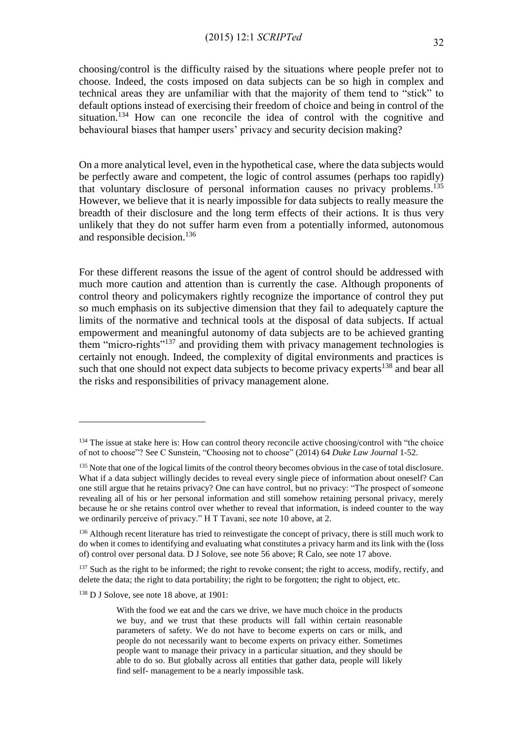choosing/control is the difficulty raised by the situations where people prefer not to choose. Indeed, the costs imposed on data subjects can be so high in complex and technical areas they are unfamiliar with that the majority of them tend to "stick" to default options instead of exercising their freedom of choice and being in control of the situation.[134] How can one reconcile the idea of control with the cognitive and behavioural biases that hamper users' privacy and security decision making?

On a more analytical level, even in the hypothetical case, where the data subjects would be perfectly aware and competent, the logic of control assumes (perhaps too rapidly) that voluntary disclosure of personal information causes no privacy problems.[135] However, we believe that it is nearly impossible for data subjects to really measure the breadth of their disclosure and the long term effects of their actions. It is thus very unlikely that they do not suffer harm even from a potentially informed, autonomous and responsible decision.[136]

For these different reasons the issue of the agent of control should be addressed with much more caution and attention than is currently the case. Although proponents of control theory and policymakers rightly recognize the importance of control they put so much emphasis on its subjective dimension that they fail to adequately capture the limits of the normative and technical tools at the disposal of data subjects. If actual empowerment and meaningful autonomy of data subjects are to be achieved granting them "micro-rights"[137] and providing them with privacy management technologies is certainly not enough. Indeed, the complexity of digital environments and practices is such that one should not expect data subjects to become privacy experts[138] and bear all the risks and responsibilities of privacy management alone.

---

[134] The issue at stake here is: How can control theory reconcile active choosing/control with "the choice of not to choose"? See C Sunstein, "Choosing not to choose" (2014) 64 *Duke Law Journal* 1-52.

[135] Note that one of the logical limits of the control theory becomes obvious in the case of total disclosure. What if a data subject willingly decides to reveal every single piece of information about oneself? Can one still argue that he retains privacy? One can have control, but no privacy: "The prospect of someone revealing all of his or her personal information and still somehow retaining personal privacy, merely because he or she retains control over whether to reveal that information, is indeed counter to the way we ordinarily perceive of privacy." H T Tavani, see note 10 above, at 2.

[136] Although recent literature has tried to reinvestigate the concept of privacy, there is still much work to do when it comes to identifying and evaluating what constitutes a privacy harm and its link with the (loss of) control over personal data. D J Solove, see note 56 above; R Calo, see note 17 above.

[137] Such as the right to be informed; the right to revoke consent; the right to access, modify, rectify, and delete the data; the right to data portability; the right to be forgotten; the right to object, etc.

[138] D J Solove, see note 18 above, at 1901:

> With the food we eat and the cars we drive, we have much choice in the products we buy, and we trust that these products will fall within certain reasonable parameters of safety. We do not have to become experts on cars or milk, and people do not necessarily want to become experts on privacy either. Sometimes people want to manage their privacy in a particular situation, and they should be able to do so. But globally across all entities that gather data, people will likely find self- management to be a nearly impossible task.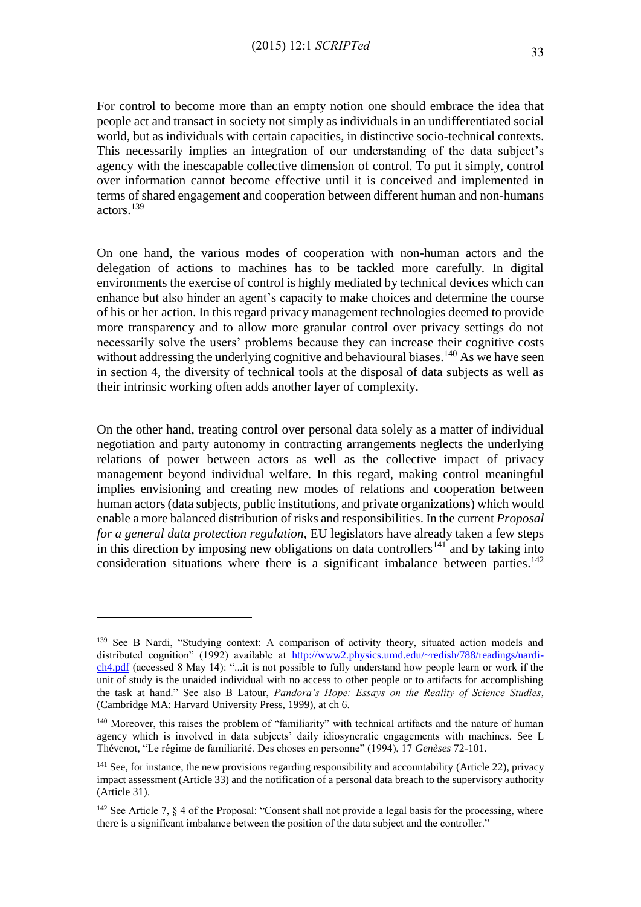For control to become more than an empty notion one should embrace the idea that people act and transact in society not simply as individuals in an undifferentiated social world, but as individuals with certain capacities, in distinctive socio-technical contexts. This necessarily implies an integration of our understanding of the data subject's agency with the inescapable collective dimension of control. To put it simply, control over information cannot become effective until it is conceived and implemented in terms of shared engagement and cooperation between different human and non-humans actors.[139]

On one hand, the various modes of cooperation with non-human actors and the delegation of actions to machines has to be tackled more carefully. In digital environments the exercise of control is highly mediated by technical devices which can enhance but also hinder an agent's capacity to make choices and determine the course of his or her action. In this regard privacy management technologies deemed to provide more transparency and to allow more granular control over privacy settings do not necessarily solve the users' problems because they can increase their cognitive costs without addressing the underlying cognitive and behavioural biases.[140] As we have seen in section 4, the diversity of technical tools at the disposal of data subjects as well as their intrinsic working often adds another layer of complexity.

On the other hand, treating control over personal data solely as a matter of individual negotiation and party autonomy in contracting arrangements neglects the underlying relations of power between actors as well as the collective impact of privacy management beyond individual welfare. In this regard, making control meaningful implies envisioning and creating new modes of relations and cooperation between human actors (data subjects, public institutions, and private organizations) which would enable a more balanced distribution of risks and responsibilities. In the current *Proposal for a general data protection regulation*, EU legislators have already taken a few steps in this direction by imposing new obligations on data controllers[141] and by taking into consideration situations where there is a significant imbalance between parties.[142]

---

[139] See B Nardi, "Studying context: A comparison of activity theory, situated action models and distributed cognition" (1992) available at [http://www2.physics.umd.edu/~redish/788/readings/nardi-ch4.pdf](http://www2.physics.umd.edu/~redish/788/readings/nardi-ch4.pdf) (accessed 8 May 14): "...it is not possible to fully understand how people learn or work if the unit of study is the unaided individual with no access to other people or to artifacts for accomplishing the task at hand." See also B Latour, *Pandora's Hope: Essays on the Reality of Science Studies*, (Cambridge MA: Harvard University Press, 1999), at ch 6.

[140] Moreover, this raises the problem of "familiarity" with technical artifacts and the nature of human agency which is involved in data subjects' daily idiosyncratic engagements with machines. See L Thévenot, "Le régime de familiarité. Des choses en personne" (1994), 17 *Genèses* 72-101.

[141] See, for instance, the new provisions regarding responsibility and accountability (Article 22), privacy impact assessment (Article 33) and the notification of a personal data breach to the supervisory authority (Article 31).

[142] See Article 7, § 4 of the Proposal: "Consent shall not provide a legal basis for the processing, where there is a significant imbalance between the position of the data subject and the controller."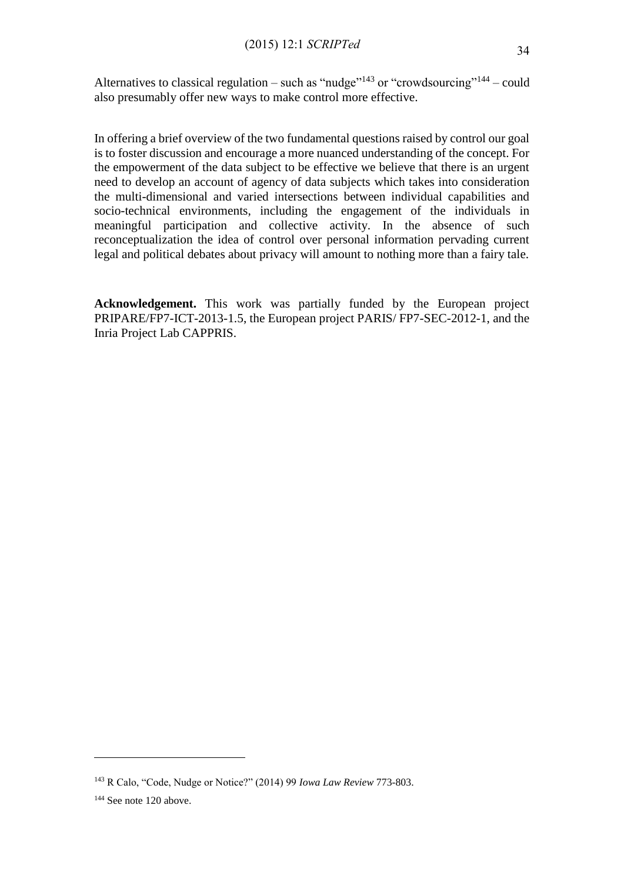Alternatives to classical regulation – such as "nudge"[143] or "crowdsourcing"[144] – could also presumably offer new ways to make control more effective.

In offering a brief overview of the two fundamental questions raised by control our goal is to foster discussion and encourage a more nuanced understanding of the concept. For the empowerment of the data subject to be effective we believe that there is an urgent need to develop an account of agency of data subjects which takes into consideration the multi-dimensional and varied intersections between individual capabilities and socio-technical environments, including the engagement of the individuals in meaningful participation and collective activity. In the absence of such reconceptualization the idea of control over personal information pervading current legal and political debates about privacy will amount to nothing more than a fairy tale.

**Acknowledgement.** This work was partially funded by the European project PRIPARE/FP7-ICT-2013-1.5, the European project PARIS/ FP7-SEC-2012-1, and the Inria Project Lab CAPPRIS.

---

[143] R Calo, "Code, Nudge or Notice?" (2014) 99 *Iowa Law Review* 773-803.

[144] See note 120 above.